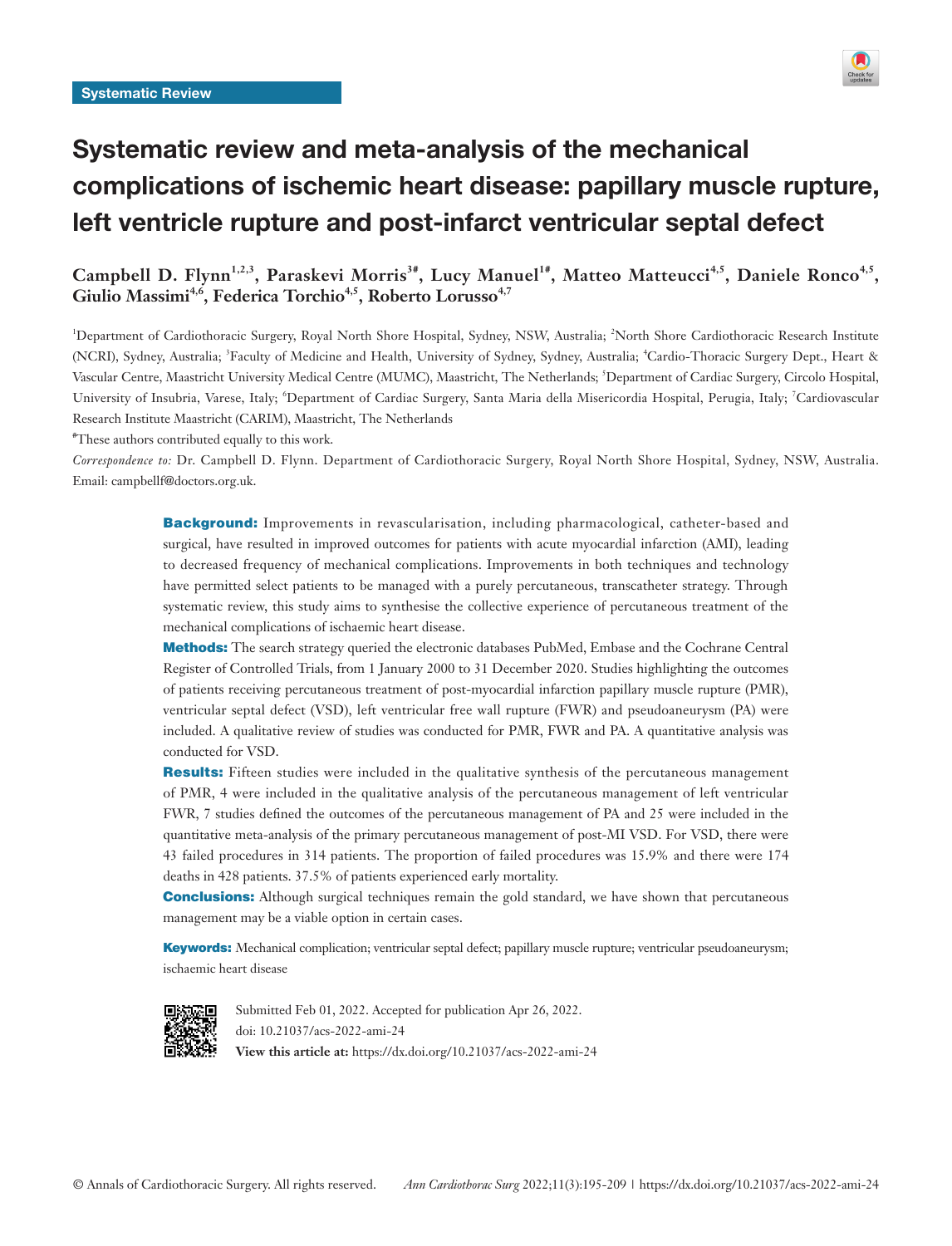Systematic Review

# Systematic review and meta-analysis of the mechanical complications of ischemic heart disease: papillary muscle rupture, left ventricle rupture and post-infarct ventricular septal defect

**Campbell D. Flynn[1,2,3], Paraskevi Morris[3#], Lucy Manuel[1#], Matteo Matteucci[4,5], Daniele Ronco[4,5], Giulio Massimi[4,6], Federica Torchio[4,5], Roberto Lorusso[4,7]**

[1]Department of Cardiothoracic Surgery, Royal North Shore Hospital, Sydney, NSW, Australia; [2]North Shore Cardiothoracic Research Institute (NCRI), Sydney, Australia; [3]Faculty of Medicine and Health, University of Sydney, Sydney, Australia; [4]Cardio-Thoracic Surgery Dept., Heart & Vascular Centre, Maastricht University Medical Centre (MUMC), Maastricht, The Netherlands; [5]Department of Cardiac Surgery, Circolo Hospital, University of Insubria, Varese, Italy; [6]Department of Cardiac Surgery, Santa Maria della Misericordia Hospital, Perugia, Italy; [7]Cardiovascular Research Institute Maastricht (CARIM), Maastricht, The Netherlands

[#]These authors contributed equally to this work.

*Correspondence to:* Dr. Campbell D. Flynn. Department of Cardiothoracic Surgery, Royal North Shore Hospital, Sydney, NSW, Australia. Email: campbellf@doctors.org.uk.

**Background:** Improvements in revascularisation, including pharmacological, catheter-based and surgical, have resulted in improved outcomes for patients with acute myocardial infarction (AMI), leading to decreased frequency of mechanical complications. Improvements in both techniques and technology have permitted select patients to be managed with a purely percutaneous, transcatheter strategy. Through systematic review, this study aims to synthesise the collective experience of percutaneous treatment of the mechanical complications of ischaemic heart disease.

**Methods:** The search strategy queried the electronic databases PubMed, Embase and the Cochrane Central Register of Controlled Trials, from 1 January 2000 to 31 December 2020. Studies highlighting the outcomes of patients receiving percutaneous treatment of post-myocardial infarction papillary muscle rupture (PMR), ventricular septal defect (VSD), left ventricular free wall rupture (FWR) and pseudoaneurysm (PA) were included. A qualitative review of studies was conducted for PMR, FWR and PA. A quantitative analysis was conducted for VSD.

**Results:** Fifteen studies were included in the qualitative synthesis of the percutaneous management of PMR, 4 were included in the qualitative analysis of the percutaneous management of left ventricular FWR, 7 studies defined the outcomes of the percutaneous management of PA and 25 were included in the quantitative meta-analysis of the primary percutaneous management of post-MI VSD. For VSD, there were 43 failed procedures in 314 patients. The proportion of failed procedures was 15.9% and there were 174 deaths in 428 patients. 37.5% of patients experienced early mortality.

**Conclusions:** Although surgical techniques remain the gold standard, we have shown that percutaneous management may be a viable option in certain cases.

**Keywords:** Mechanical complication; ventricular septal defect; papillary muscle rupture; ventricular pseudoaneurysm; ischaemic heart disease

Submitted Feb 01, 2022. Accepted for publication Apr 26, 2022.
doi: 10.21037/acs-2022-ami-24
**View this article at:** https://dx.doi.org/10.21037/acs-2022-ami-24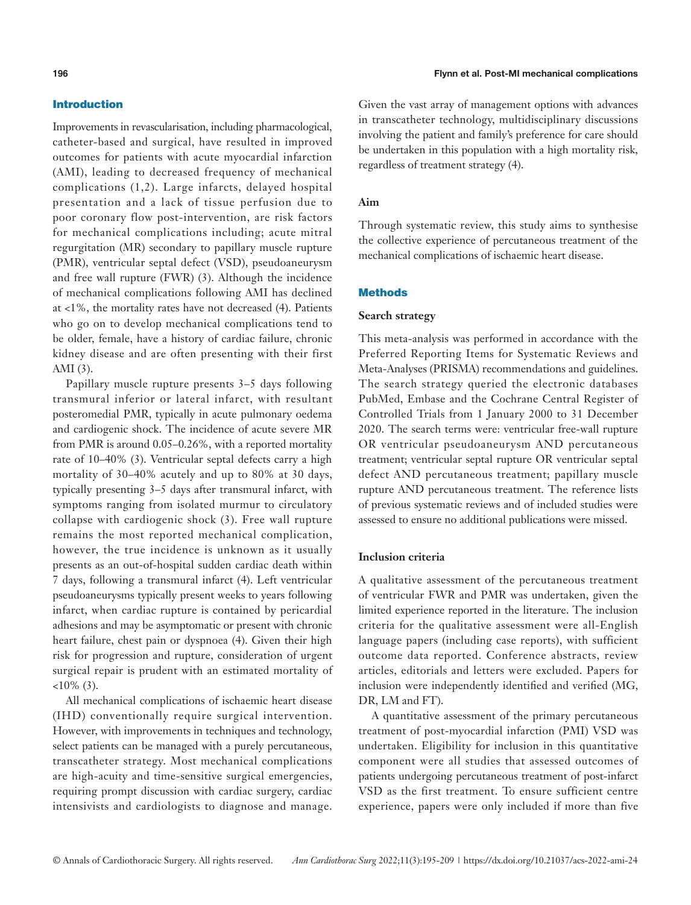## Introduction

Improvements in revascularisation, including pharmacological, catheter-based and surgical, have resulted in improved outcomes for patients with acute myocardial infarction (AMI), leading to decreased frequency of mechanical complications (1,2). Large infarcts, delayed hospital presentation and a lack of tissue perfusion due to poor coronary flow post-intervention, are risk factors for mechanical complications including; acute mitral regurgitation (MR) secondary to papillary muscle rupture (PMR), ventricular septal defect (VSD), pseudoaneurysm and free wall rupture (FWR) (3). Although the incidence of mechanical complications following AMI has declined at <1%, the mortality rates have not decreased (4). Patients who go on to develop mechanical complications tend to be older, female, have a history of cardiac failure, chronic kidney disease and are often presenting with their first AMI (3).

Papillary muscle rupture presents 3–5 days following transmural inferior or lateral infarct, with resultant posteromedial PMR, typically in acute pulmonary oedema and cardiogenic shock. The incidence of acute severe MR from PMR is around 0.05–0.26%, with a reported mortality rate of 10–40% (3). Ventricular septal defects carry a high mortality of 30–40% acutely and up to 80% at 30 days, typically presenting 3–5 days after transmural infarct, with symptoms ranging from isolated murmur to circulatory collapse with cardiogenic shock (3). Free wall rupture remains the most reported mechanical complication, however, the true incidence is unknown as it usually presents as an out-of-hospital sudden cardiac death within 7 days, following a transmural infarct (4). Left ventricular pseudoaneurysms typically present weeks to years following infarct, when cardiac rupture is contained by pericardial adhesions and may be asymptomatic or present with chronic heart failure, chest pain or dyspnoea (4). Given their high risk for progression and rupture, consideration of urgent surgical repair is prudent with an estimated mortality of <10% (3).

All mechanical complications of ischaemic heart disease (IHD) conventionally require surgical intervention. However, with improvements in techniques and technology, select patients can be managed with a purely percutaneous, transcatheter strategy. Most mechanical complications are high-acuity and time-sensitive surgical emergencies, requiring prompt discussion with cardiac surgery, cardiac intensivists and cardiologists to diagnose and manage. Given the vast array of management options with advances in transcatheter technology, multidisciplinary discussions involving the patient and family's preference for care should be undertaken in this population with a high mortality risk, regardless of treatment strategy (4).

### Aim

Through systematic review, this study aims to synthesise the collective experience of percutaneous treatment of the mechanical complications of ischaemic heart disease.

## Methods

### Search strategy

This meta-analysis was performed in accordance with the Preferred Reporting Items for Systematic Reviews and Meta-Analyses (PRISMA) recommendations and guidelines. The search strategy queried the electronic databases PubMed, Embase and the Cochrane Central Register of Controlled Trials from 1 January 2000 to 31 December 2020. The search terms were: ventricular free-wall rupture OR ventricular pseudoaneurysm AND percutaneous treatment; ventricular septal rupture OR ventricular septal defect AND percutaneous treatment; papillary muscle rupture AND percutaneous treatment. The reference lists of previous systematic reviews and of included studies were assessed to ensure no additional publications were missed.

### Inclusion criteria

A qualitative assessment of the percutaneous treatment of ventricular FWR and PMR was undertaken, given the limited experience reported in the literature. The inclusion criteria for the qualitative assessment were all-English language papers (including case reports), with sufficient outcome data reported. Conference abstracts, review articles, editorials and letters were excluded. Papers for inclusion were independently identified and verified (MG, DR, LM and FT).

A quantitative assessment of the primary percutaneous treatment of post-myocardial infarction (PMI) VSD was undertaken. Eligibility for inclusion in this quantitative component were all studies that assessed outcomes of patients undergoing percutaneous treatment of post-infarct VSD as the first treatment. To ensure sufficient centre experience, papers were only included if more than five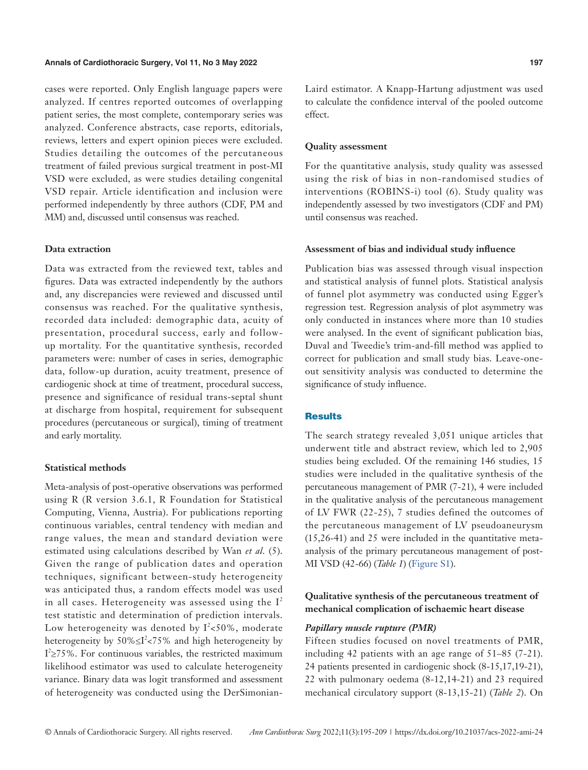cases were reported. Only English language papers were analyzed. If centres reported outcomes of overlapping patient series, the most complete, contemporary series was analyzed. Conference abstracts, case reports, editorials, reviews, letters and expert opinion pieces were excluded. Studies detailing the outcomes of the percutaneous treatment of failed previous surgical treatment in post-MI VSD were excluded, as were studies detailing congenital VSD repair. Article identification and inclusion were performed independently by three authors (CDF, PM and MM) and, discussed until consensus was reached.

#### Data extraction

Data was extracted from the reviewed text, tables and figures. Data was extracted independently by the authors and, any discrepancies were reviewed and discussed until consensus was reached. For the qualitative synthesis, recorded data included: demographic data, acuity of presentation, procedural success, early and follow-up mortality. For the quantitative synthesis, recorded parameters were: number of cases in series, demographic data, follow-up duration, acuity treatment, presence of cardiogenic shock at time of treatment, procedural success, presence and significance of residual trans-septal shunt at discharge from hospital, requirement for subsequent procedures (percutaneous or surgical), timing of treatment and early mortality.

#### Statistical methods

Meta-analysis of post-operative observations was performed using R (R version 3.6.1, R Foundation for Statistical Computing, Vienna, Austria). For publications reporting continuous variables, central tendency with median and range values, the mean and standard deviation were estimated using calculations described by Wan *et al.* (5). Given the range of publication dates and operation techniques, significant between-study heterogeneity was anticipated thus, a random effects model was used in all cases. Heterogeneity was assessed using the $I^2$ test statistic and determination of prediction intervals. Low heterogeneity was denoted by $I^2<50\%$, moderate heterogeneity by $50\%\leq I^2<75\%$ and high heterogeneity by $I^2\geq 75\%$. For continuous variables, the restricted maximum likelihood estimator was used to calculate heterogeneity variance. Binary data was logit transformed and assessment of heterogeneity was conducted using the DerSimonian-Laird estimator. A Knapp-Hartung adjustment was used to calculate the confidence interval of the pooled outcome effect.

#### Quality assessment

For the quantitative analysis, study quality was assessed using the risk of bias in non-randomised studies of interventions (ROBINS-i) tool (6). Study quality was independently assessed by two investigators (CDF and PM) until consensus was reached.

#### Assessment of bias and individual study influence

Publication bias was assessed through visual inspection and statistical analysis of funnel plots. Statistical analysis of funnel plot asymmetry was conducted using Egger's regression test. Regression analysis of plot asymmetry was only conducted in instances where more than 10 studies were analysed. In the event of significant publication bias, Duval and Tweedie's trim-and-fill method was applied to correct for publication and small study bias. Leave-one-out sensitivity analysis was conducted to determine the significance of study influence.

## Results

The search strategy revealed 3,051 unique articles that underwent title and abstract review, which led to 2,905 studies being excluded. Of the remaining 146 studies, 15 studies were included in the qualitative synthesis of the percutaneous management of PMR (7-21), 4 were included in the qualitative analysis of the percutaneous management of LV FWR (22-25), 7 studies defined the outcomes of the percutaneous management of LV pseudoaneurysm (15,26-41) and 25 were included in the quantitative meta-analysis of the primary percutaneous management of post-MI VSD (42-66) (*Table 1*) (Figure S1).

#### Qualitative synthesis of the percutaneous treatment of mechanical complication of ischaemic heart disease

##### *Papillary muscle rupture (PMR)*

Fifteen studies focused on novel treatments of PMR, including 42 patients with an age range of 51–85 (7-21). 24 patients presented in cardiogenic shock (8-15,17,19-21), 22 with pulmonary oedema (8-12,14-21) and 23 required mechanical circulatory support (8-13,15-21) (*Table 2*). On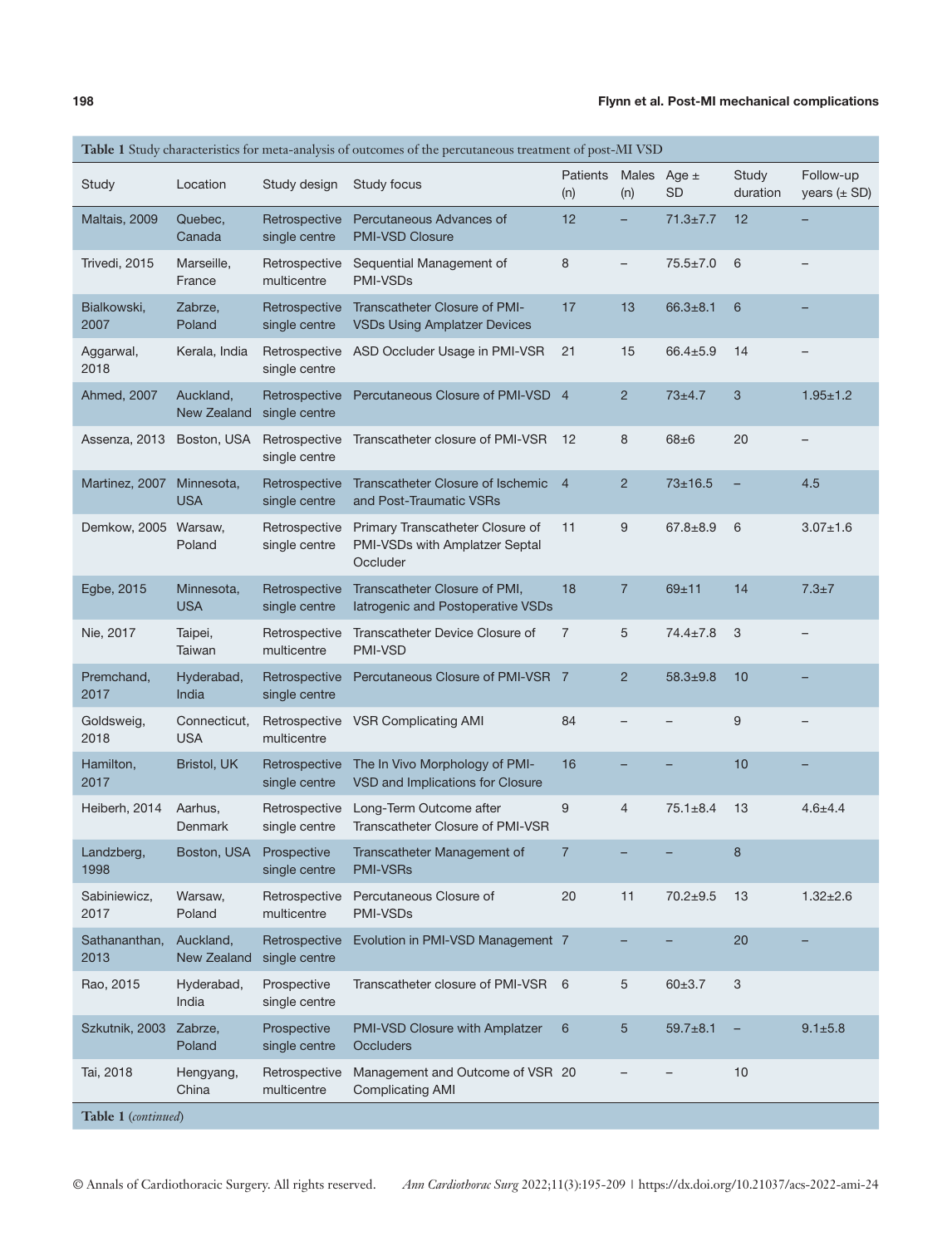**Table 1** Study characteristics for meta-analysis of outcomes of the percutaneous treatment of post-MI VSD

| Study | Location | Study design | Study focus | Patients (n) | Males (n) | Age ± SD | Study duration | Follow-up years (± SD) |
|---|---|---|---|---|---|---|---|---|
| Maltais, 2009 | Quebec, Canada | Retrospective single centre | Percutaneous Advances of PMI-VSD Closure | 12 | – | 71.3±7.7 | 12 | – |
| Trivedi, 2015 | Marseille, France | Retrospective multicentre | Sequential Management of PMI-VSDs | 8 | – | 75.5±7.0 | 6 | – |
| Bialkowski, 2007 | Zabrze, Poland | Retrospective single centre | Transcatheter Closure of PMI-VSDs Using Amplatzer Devices | 17 | 13 | 66.3±8.1 | 6 | – |
| Aggarwal, 2018 | Kerala, India | Retrospective single centre | ASD Occluder Usage in PMI-VSR | 21 | 15 | 66.4±5.9 | 14 | – |
| Ahmed, 2007 | Auckland, New Zealand | Retrospective single centre | Percutaneous Closure of PMI-VSD | 4 | 2 | 73±4.7 | 3 | 1.95±1.2 |
| Assenza, 2013 | Boston, USA | Retrospective single centre | Transcatheter closure of PMI-VSR | 12 | 8 | 68±6 | 20 | – |
| Martinez, 2007 | Minnesota, USA | Retrospective single centre | Transcatheter Closure of Ischemic and Post-Traumatic VSRs | 4 | 2 | 73±16.5 | – | 4.5 |
| Demkow, 2005 | Warsaw, Poland | Retrospective single centre | Primary Transcatheter Closure of PMI-VSDs with Amplatzer Septal Occluder | 11 | 9 | 67.8±8.9 | 6 | 3.07±1.6 |
| Egbe, 2015 | Minnesota, USA | Retrospective single centre | Transcatheter Closure of PMI, Iatrogenic and Postoperative VSDs | 18 | 7 | 69±11 | 14 | 7.3±7 |
| Nie, 2017 | Taipei, Taiwan | Retrospective multicentre | Transcatheter Device Closure of PMI-VSD | 7 | 5 | 74.4±7.8 | 3 | – |
| Premchand, 2017 | Hyderabad, India | Retrospective single centre | Percutaneous Closure of PMI-VSR | 7 | 2 | 58.3±9.8 | 10 | – |
| Goldsweig, 2018 | Connecticut, USA | Retrospective multicentre | VSR Complicating AMI | 84 | – | – | 9 | – |
| Hamilton, 2017 | Bristol, UK | Retrospective single centre | The In Vivo Morphology of PMI-VSD and Implications for Closure | 16 | – | – | 10 | – |
| Heiberh, 2014 | Aarhus, Denmark | Retrospective single centre | Long-Term Outcome after Transcatheter Closure of PMI-VSR | 9 | 4 | 75.1±8.4 | 13 | 4.6±4.4 |
| Landzberg, 1998 | Boston, USA | Prospective single centre | Transcatheter Management of PMI-VSRs | 7 | – | – | 8 | |
| Sabiniewicz, 2017 | Warsaw, Poland | Retrospective multicentre | Percutaneous Closure of PMI-VSDs | 20 | 11 | 70.2±9.5 | 13 | 1.32±2.6 |
| Sathananthan, 2013 | Auckland, New Zealand | Retrospective single centre | Evolution in PMI-VSD Management | 7 | – | – | 20 | – |
| Rao, 2015 | Hyderabad, India | Prospective single centre | Transcatheter closure of PMI-VSR | 6 | 5 | 60±3.7 | 3 | |
| Szkutnik, 2003 | Zabrze, Poland | Prospective single centre | PMI-VSD Closure with Amplatzer Occluders | 6 | 5 | 59.7±8.1 | – | 9.1±5.8 |
| Tai, 2018 | Hengyang, China | Retrospective multicentre | Management and Outcome of VSR Complicating AMI | 20 | – | – | 10 | |

**Table 1** (*continued*)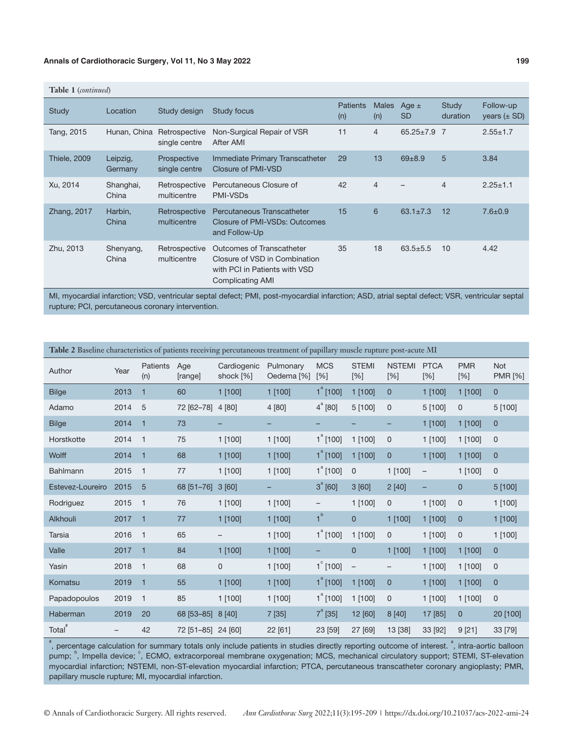**Table 1** (*continued*)

| Study | Location | Study design | Study focus | Patients (n) | Males (n) | Age ± SD | Study duration | Follow-up years (± SD) |
|---|---|---|---|---|---|---|---|---|
| Tang, 2015 | Hunan, China | Retrospective single centre | Non-Surgical Repair of VSR After AMI | 11 | 4 | 65.25±7.9 | 7 | 2.55±1.7 |
| Thiele, 2009 | Leipzig, Germany | Prospective single centre | Immediate Primary Transcatheter Closure of PMI-VSD | 29 | 13 | 69±8.9 | 5 | 3.84 |
| Xu, 2014 | Shanghai, China | Retrospective multicentre | Percutaneous Closure of PMI-VSDs | 42 | 4 | – | 4 | 2.25±1.1 |
| Zhang, 2017 | Harbin, China | Retrospective multicentre | Percutaneous Transcatheter Closure of PMI-VSDs: Outcomes and Follow-Up | 15 | 6 | 63.1±7.3 | 12 | 7.6±0.9 |
| Zhu, 2013 | Shenyang, China | Retrospective multicentre | Outcomes of Transcatheter Closure of VSD in Combination with PCI in Patients with VSD Complicating AMI | 35 | 18 | 63.5±5.5 | 10 | 4.42 |

MI, myocardial infarction; VSD, ventricular septal defect; PMI, post-myocardial infarction; ASD, atrial septal defect; VSR, ventricular septal rupture; PCI, percutaneous coronary intervention.

**Table 2** Baseline characteristics of patients receiving percutaneous treatment of papillary muscle rupture post-acute MI

| Author | Year | Patients (n) | Age [range] | Cardiogenic shock [%] | Pulmonary Oedema [%] | MCS [%] | STEMI [%] | NSTEMI [%] | PTCA [%] | PMR [%] | Not PMR [%] |
|---|---|---|---|---|---|---|---|---|---|---|---|
| Bilge | 2013 | 1 | 60 | 1 [100] | 1 [100] | 1[a] [100] | 1 [100] | 0 | 1 [100] | 1 [100] | 0 |
| Adamo | 2014 | 5 | 72 [62–78] | 4 [80] | 4 [80] | 4[a] [80] | 5 [100] | 0 | 5 [100] | 0 | 5 [100] |
| Bilge | 2014 | 1 | 73 | – | – | – | – | – | 1 [100] | 1 [100] | 0 |
| Horstkotte | 2014 | 1 | 75 | 1 [100] | 1 [100] | 1[a] [100] | 1 [100] | 0 | 1 [100] | 1 [100] | 0 |
| Wolff | 2014 | 1 | 68 | 1 [100] | 1 [100] | 1[a] [100] | 1 [100] | 0 | 1 [100] | 1 [100] | 0 |
| Bahlmann | 2015 | 1 | 77 | 1 [100] | 1 [100] | 1[a] [100] | 0 | 1 [100] | – | 1 [100] | 0 |
| Estevez-Loureiro | 2015 | 5 | 68 [51–76] | 3 [60] | – | 3[a] [60] | 3 [60] | 2 [40] | – | 0 | 5 [100] |
| Rodriguez | 2015 | 1 | 76 | 1 [100] | 1 [100] | – | 1 [100] | 0 | 1 [100] | 0 | 1 [100] |
| Alkhouli | 2017 | 1 | 77 | 1 [100] | 1 [100] | 1[b] | 0 | 1 [100] | 1 [100] | 0 | 1 [100] |
| Tarsia | 2016 | 1 | 65 | – | 1 [100] | 1[a] [100] | 1 [100] | 0 | 1 [100] | 0 | 1 [100] |
| Valle | 2017 | 1 | 84 | 1 [100] | 1 [100] | – | 0 | 1 [100] | 1 [100] | 1 [100] | 0 |
| Yasin | 2018 | 1 | 68 | 0 | 1 [100] | 1[c] [100] | – | – | 1 [100] | 1 [100] | 0 |
| Komatsu | 2019 | 1 | 55 | 1 [100] | 1 [100] | 1[a] [100] | 1 [100] | 0 | 1 [100] | 1 [100] | 0 |
| Papadopoulos | 2019 | 1 | 85 | 1 [100] | 1 [100] | 1[a] [100] | 1 [100] | 0 | 1 [100] | 1 [100] | 0 |
| Haberman | 2019 | 20 | 68 [53–85] | 8 [40] | 7 [35] | 7[a] [35] | 12 [60] | 8 [40] | 17 [85] | 0 | 20 [100] |
| Total[#] | – | 42 | 72 [51–85] | 24 [60] | 22 [61] | 23 [59] | 27 [69] | 13 [38] | 33 [92] | 9 [21] | 33 [79] |

[#], percentage calculation for summary totals only include patients in studies directly reporting outcome of interest. [a], intra-aortic balloon pump; [b], Impella device; [c], ECMO, extracorporeal membrane oxygenation; MCS, mechanical circulatory support; STEMI, ST-elevation myocardial infarction; NSTEMI, non-ST-elevation myocardial infarction; PTCA, percutaneous transcatheter coronary angioplasty; PMR, papillary muscle rupture; MI, myocardial infarction.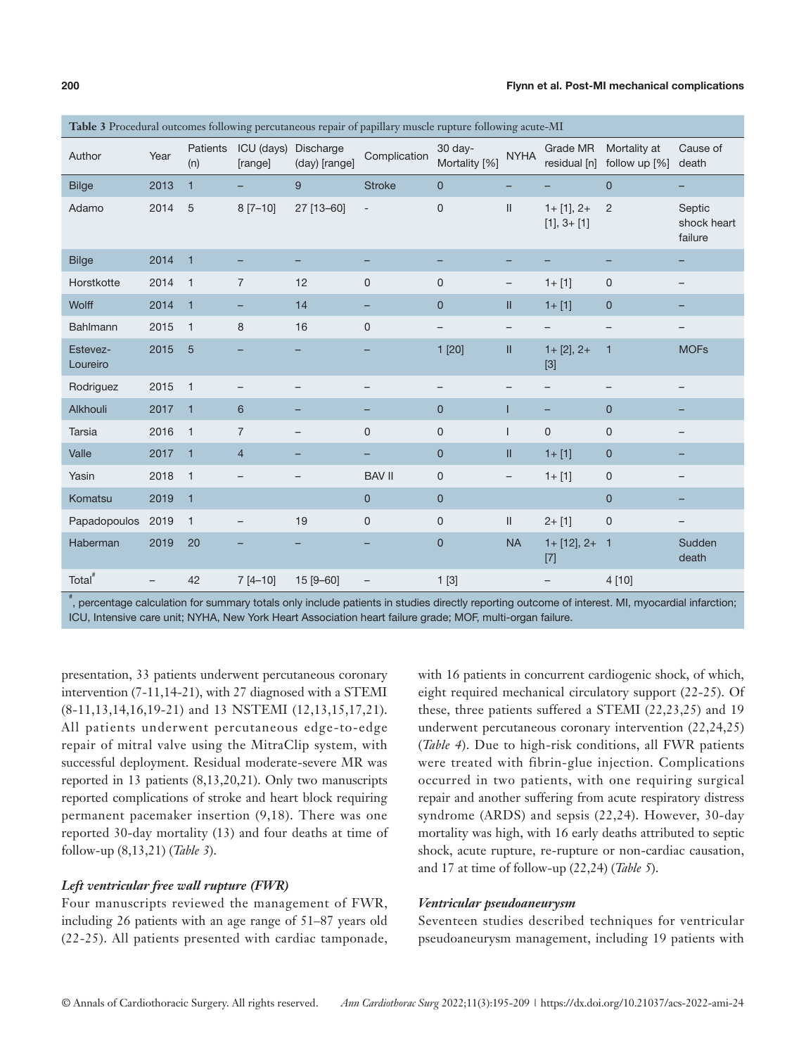Table 3 Procedural outcomes following percutaneous repair of papillary muscle rupture following acute-MI

| Author | Year | Patients (n) | ICU (days) [range] | Discharge (day) [range] | Complication | 30 day-Mortality [%] | NYHA | Grade MR residual [n] | Mortality at follow up [%] | Cause of death |
|---|---|---|---|---|---|---|---|---|---|---|
| Bilge | 2013 | 1 | – | 9 | Stroke | 0 | – | – | 0 | – |
| Adamo | 2014 | 5 | 8 [7–10] | 27 [13–60] | - | 0 | II | 1+ [1], 2+ [1], 3+ [1] | 2 | Septic shock heart failure |
| Bilge | 2014 | 1 | – | – | – | – | – | – | – | – |
| Horstkotte | 2014 | 1 | 7 | 12 | 0 | 0 | – | 1+ [1] | 0 | – |
| Wolff | 2014 | 1 | – | 14 | – | 0 | II | 1+ [1] | 0 | – |
| Bahlmann | 2015 | 1 | 8 | 16 | 0 | – | – | – | – | – |
| Estevez-Loureiro | 2015 | 5 | – | – | – | 1 [20] | II | 1+ [2], 2+ [3] | 1 | MOFs |
| Rodriguez | 2015 | 1 | – | – | – | – | – | – | – | – |
| Alkhouli | 2017 | 1 | 6 | – | – | 0 | I | – | 0 | – |
| Tarsia | 2016 | 1 | 7 | – | 0 | 0 | I | 0 | 0 | – |
| Valle | 2017 | 1 | 4 | – | – | 0 | II | 1+ [1] | 0 | – |
| Yasin | 2018 | 1 | – | – | BAV II | 0 | – | 1+ [1] | 0 | – |
| Komatsu | 2019 | 1 | | | 0 | 0 | | | 0 | – |
| Papadopoulos | 2019 | 1 | – | 19 | 0 | 0 | II | 2+ [1] | 0 | – |
| Haberman | 2019 | 20 | – | – | – | 0 | NA | 1+ [12], 2+ [7] | 1 | Sudden death |
| Total# | – | 42 | 7 [4–10] | 15 [9–60] | – | 1 [3] | | – | 4 [10] | |

#, percentage calculation for summary totals only include patients in studies directly reporting outcome of interest. MI, myocardial infarction; ICU, Intensive care unit; NYHA, New York Heart Association heart failure grade; MOF, multi-organ failure.

presentation, 33 patients underwent percutaneous coronary intervention (7-11,14-21), with 27 diagnosed with a STEMI (8-11,13,14,16,19-21) and 13 NSTEMI (12,13,15,17,21). All patients underwent percutaneous edge-to-edge repair of mitral valve using the MitraClip system, with successful deployment. Residual moderate-severe MR was reported in 13 patients (8,13,20,21). Only two manuscripts reported complications of stroke and heart block requiring permanent pacemaker insertion (9,18). There was one reported 30-day mortality (13) and four deaths at time of follow-up (8,13,21) (*Table 3*).

### *Left ventricular free wall rupture (FWR)*

Four manuscripts reviewed the management of FWR, including 26 patients with an age range of 51–87 years old (22-25). All patients presented with cardiac tamponade, with 16 patients in concurrent cardiogenic shock, of which, eight required mechanical circulatory support (22-25). Of these, three patients suffered a STEMI (22,23,25) and 19 underwent percutaneous coronary intervention (22,24,25) (*Table 4*). Due to high-risk conditions, all FWR patients were treated with fibrin-glue injection. Complications occurred in two patients, with one requiring surgical repair and another suffering from acute respiratory distress syndrome (ARDS) and sepsis (22,24). However, 30-day mortality was high, with 16 early deaths attributed to septic shock, acute rupture, re-rupture or non-cardiac causation, and 17 at time of follow-up (22,24) (*Table 5*).

### *Ventricular pseudoaneurysm*

Seventeen studies described techniques for ventricular pseudoaneurysm management, including 19 patients with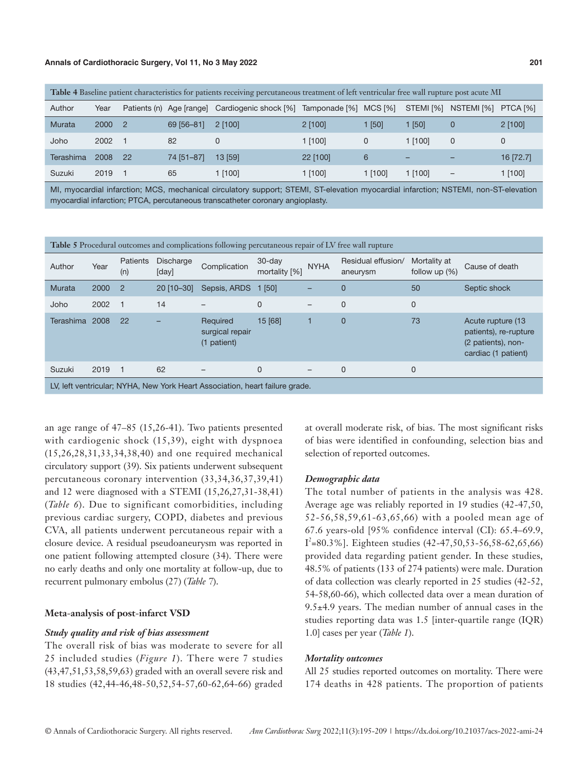**Table 4** Baseline patient characteristics for patients receiving percutaneous treatment of left ventricular free wall rupture post acute MI

| Author | Year | Patients (n) | Age [range] | Cardiogenic shock [%] | Tamponade [%] | MCS [%] | STEMI [%] | NSTEMI [%] | PTCA [%] |
|---|---|---|---|---|---|---|---|---|---|
| Murata | 2000 | 2 | 69 [56–81] | 2 [100] | 2 [100] | 1 [50] | 1 [50] | 0 | 2 [100] |
| Joho | 2002 | 1 | 82 | 0 | 1 [100] | 0 | 1 [100] | 0 | 0 |
| Terashima | 2008 | 22 | 74 [51–87] | 13 [59] | 22 [100] | 6 | – | – | 16 [72.7] |
| Suzuki | 2019 | 1 | 65 | 1 [100] | 1 [100] | 1 [100] | 1 [100] | – | 1 [100] |

MI, myocardial infarction; MCS, mechanical circulatory support; STEMI, ST-elevation myocardial infarction; NSTEMI, non-ST-elevation myocardial infarction; PTCA, percutaneous transcatheter coronary angioplasty.

**Table 5** Procedural outcomes and complications following percutaneous repair of LV free wall rupture

| Author | Year | Patients (n) | Discharge [day] | Complication | 30-day mortality [%] | NYHA | Residual effusion/ aneurysm | Mortality at follow up (%) | Cause of death |
|---|---|---|---|---|---|---|---|---|---|
| Murata | 2000 | 2 | 20 [10–30] | Sepsis, ARDS | 1 [50] | – | 0 | 50 | Septic shock |
| Joho | 2002 | 1 | 14 | – | 0 | – | 0 | 0 | |
| Terashima | 2008 | 22 | – | Required surgical repair (1 patient) | 15 [68] | 1 | 0 | 73 | Acute rupture (13 patients), re-rupture (2 patients), non-cardiac (1 patient) |
| Suzuki | 2019 | 1 | 62 | – | 0 | – | 0 | 0 | |

LV, left ventricular; NYHA, New York Heart Association, heart failure grade.

an age range of 47–85 (15,26-41). Two patients presented with cardiogenic shock (15,39), eight with dyspnoea (15,26,28,31,33,34,38,40) and one required mechanical circulatory support (39). Six patients underwent subsequent percutaneous coronary intervention (33,34,36,37,39,41) and 12 were diagnosed with a STEMI (15,26,27,31-38,41) (*Table 6*). Due to significant comorbidities, including previous cardiac surgery, COPD, diabetes and previous CVA, all patients underwent percutaneous repair with a closure device. A residual pseudoaneurysm was reported in one patient following attempted closure (34). There were no early deaths and only one mortality at follow-up, due to recurrent pulmonary embolus (27) (*Table 7*).

### Meta-analysis of post-infarct VSD

#### *Study quality and risk of bias assessment*

The overall risk of bias was moderate to severe for all 25 included studies (*Figure 1*). There were 7 studies (43,47,51,53,58,59,63) graded with an overall severe risk and 18 studies (42,44-46,48-50,52,54-57,60-62,64-66) graded at overall moderate risk, of bias. The most significant risks of bias were identified in confounding, selection bias and selection of reported outcomes.

#### *Demographic data*

The total number of patients in the analysis was 428. Average age was reliably reported in 19 studies (42-47,50, 52-56,58,59,61-63,65,66) with a pooled mean age of 67.6 years-old [95% confidence interval (CI): 65.4–69.9, $I^2$=80.3%]. Eighteen studies (42-47,50,53-56,58-62,65,66) provided data regarding patient gender. In these studies, 48.5% of patients (133 of 274 patients) were male. Duration of data collection was clearly reported in 25 studies (42-52, 54-58,60-66), which collected data over a mean duration of 9.5±4.9 years. The median number of annual cases in the studies reporting data was 1.5 [inter-quartile range (IQR) 1.0] cases per year (*Table 1*).

#### *Mortality outcomes*

All 25 studies reported outcomes on mortality. There were 174 deaths in 428 patients. The proportion of patients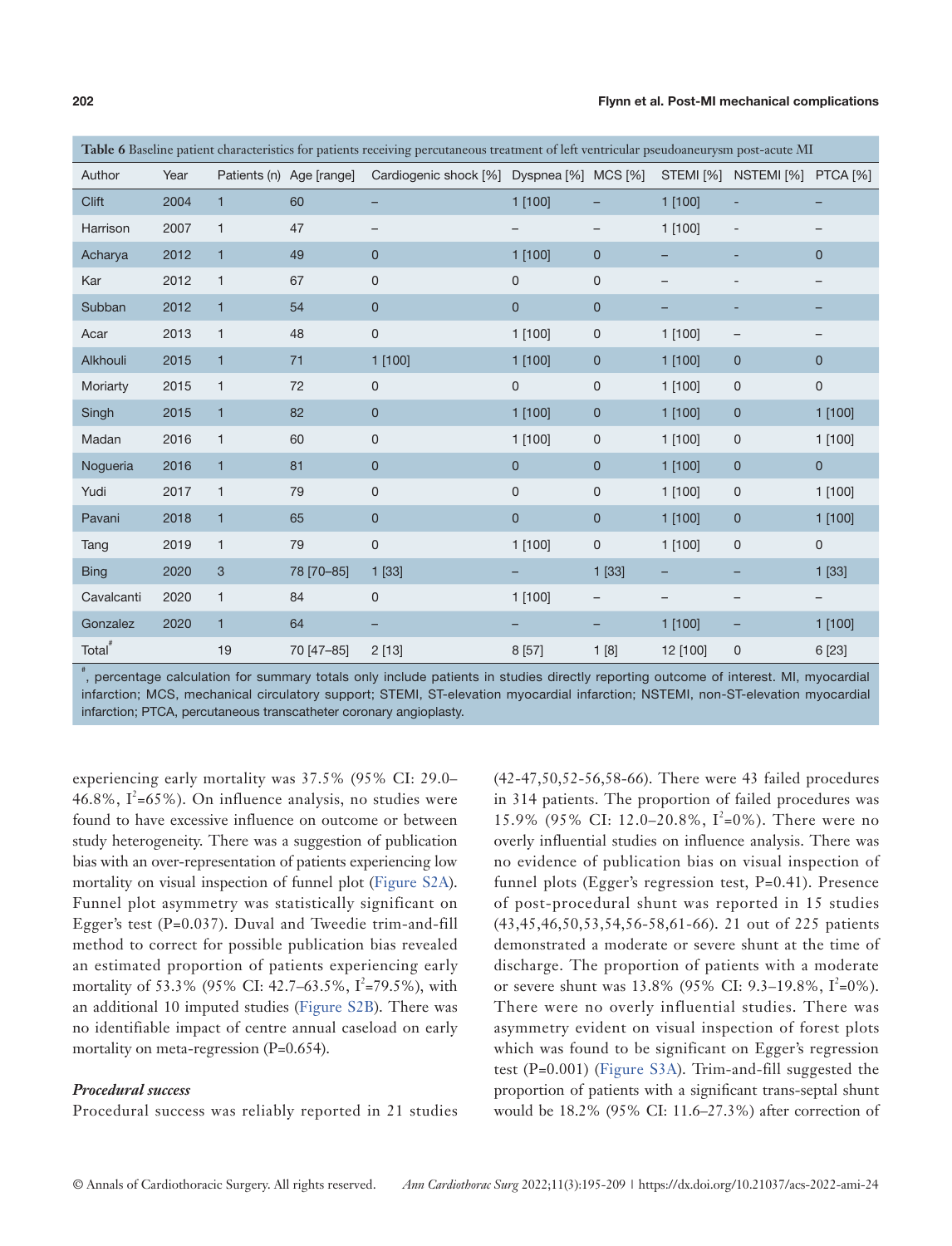**Table 6** Baseline patient characteristics for patients receiving percutaneous treatment of left ventricular pseudoaneurysm post-acute MI

| Author | Year | Patients (n) | Age [range] | Cardiogenic shock [%] | Dyspnea [%] | MCS [%] | STEMI [%] | NSTEMI [%] | PTCA [%] |
|---|---|---|---|---|---|---|---|---|---|
| Clift | 2004 | 1 | 60 | – | 1 [100] | – | 1 [100] | - | – |
| Harrison | 2007 | 1 | 47 | – | – | – | 1 [100] | - | – |
| Acharya | 2012 | 1 | 49 | 0 | 1 [100] | 0 | – | - | 0 |
| Kar | 2012 | 1 | 67 | 0 | 0 | 0 | – | - | – |
| Subban | 2012 | 1 | 54 | 0 | 0 | 0 | – | - | – |
| Acar | 2013 | 1 | 48 | 0 | 1 [100] | 0 | 1 [100] | – | – |
| Alkhouli | 2015 | 1 | 71 | 1 [100] | 1 [100] | 0 | 1 [100] | 0 | 0 |
| Moriarty | 2015 | 1 | 72 | 0 | 0 | 0 | 1 [100] | 0 | 0 |
| Singh | 2015 | 1 | 82 | 0 | 1 [100] | 0 | 1 [100] | 0 | 1 [100] |
| Madan | 2016 | 1 | 60 | 0 | 1 [100] | 0 | 1 [100] | 0 | 1 [100] |
| Nogueria | 2016 | 1 | 81 | 0 | 0 | 0 | 1 [100] | 0 | 0 |
| Yudi | 2017 | 1 | 79 | 0 | 0 | 0 | 1 [100] | 0 | 1 [100] |
| Pavani | 2018 | 1 | 65 | 0 | 0 | 0 | 1 [100] | 0 | 1 [100] |
| Tang | 2019 | 1 | 79 | 0 | 1 [100] | 0 | 1 [100] | 0 | 0 |
| Bing | 2020 | 3 | 78 [70–85] | 1 [33] | – | 1 [33] | – | – | 1 [33] |
| Cavalcanti | 2020 | 1 | 84 | 0 | 1 [100] | – | – | – | – |
| Gonzalez | 2020 | 1 | 64 | – | – | – | 1 [100] | – | 1 [100] |
| Total# | | 19 | 70 [47–85] | 2 [13] | 8 [57] | 1 [8] | 12 [100] | 0 | 6 [23] |

#, percentage calculation for summary totals only include patients in studies directly reporting outcome of interest. MI, myocardial infarction; MCS, mechanical circulatory support; STEMI, ST-elevation myocardial infarction; NSTEMI, non-ST-elevation myocardial infarction; PTCA, percutaneous transcatheter coronary angioplasty.

experiencing early mortality was 37.5% (95% CI: 29.0–46.8%, $I^2$=65%). On influence analysis, no studies were found to have excessive influence on outcome or between study heterogeneity. There was a suggestion of publication bias with an over-representation of patients experiencing low mortality on visual inspection of funnel plot (Figure S2A). Funnel plot asymmetry was statistically significant on Egger's test (P=0.037). Duval and Tweedie trim-and-fill method to correct for possible publication bias revealed an estimated proportion of patients experiencing early mortality of 53.3% (95% CI: 42.7–63.5%, $I^2$=79.5%), with an additional 10 imputed studies (Figure S2B). There was no identifiable impact of centre annual caseload on early mortality on meta-regression (P=0.654).

### *Procedural success*

Procedural success was reliably reported in 21 studies (42-47,50,52-56,58-66). There were 43 failed procedures in 314 patients. The proportion of failed procedures was 15.9% (95% CI: 12.0–20.8%, $I^2$=0%). There were no overly influential studies on influence analysis. There was no evidence of publication bias on visual inspection of funnel plots (Egger's regression test, P=0.41). Presence of post-procedural shunt was reported in 15 studies (43,45,46,50,53,54,56-58,61-66). 21 out of 225 patients demonstrated a moderate or severe shunt at the time of discharge. The proportion of patients with a moderate or severe shunt was 13.8% (95% CI: 9.3–19.8%, $I^2$=0%). There were no overly influential studies. There was asymmetry evident on visual inspection of forest plots which was found to be significant on Egger's regression test (P=0.001) (Figure S3A). Trim-and-fill suggested the proportion of patients with a significant trans-septal shunt would be 18.2% (95% CI: 11.6–27.3%) after correction of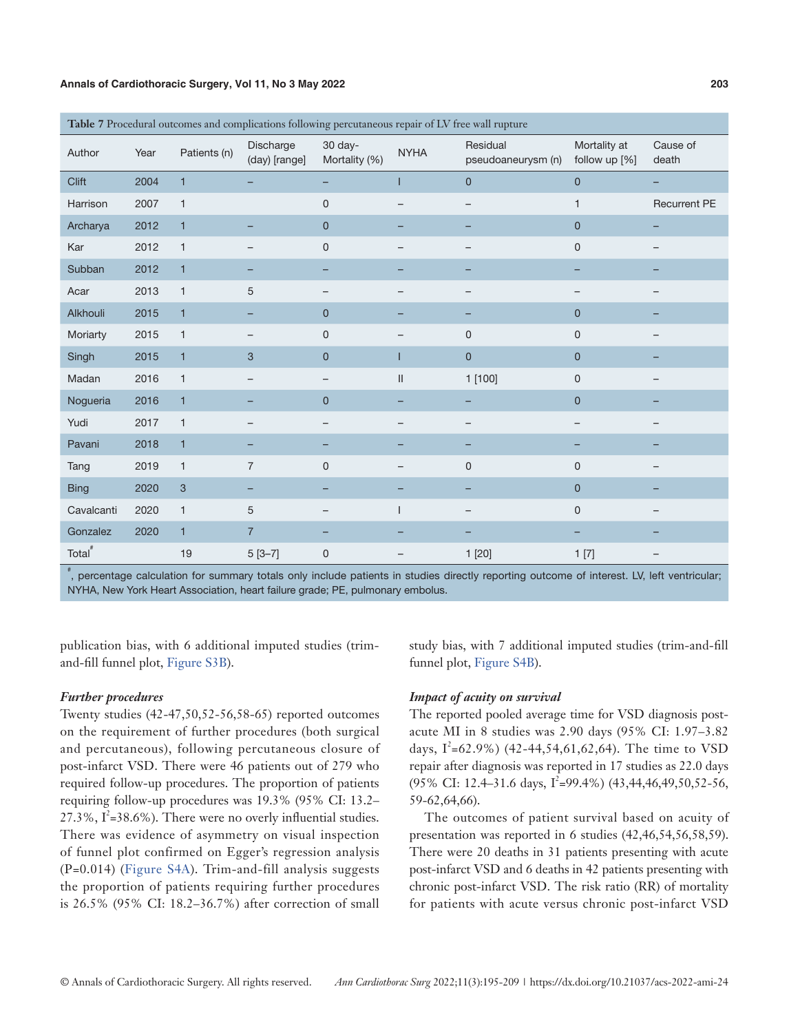Table 7 Procedural outcomes and complications following percutaneous repair of LV free wall rupture

| Author | Year | Patients (n) | Discharge (day) [range] | 30 day-Mortality (%) | NYHA | Residual pseudoaneurysm (n) | Mortality at follow up [%] | Cause of death |
|---|---|---|---|---|---|---|---|---|
| Clift | 2004 | 1 | – | – | I | 0 | 0 | – |
| Harrison | 2007 | 1 | | 0 | – | – | 1 | Recurrent PE |
| Archarya | 2012 | 1 | – | 0 | – | – | 0 | – |
| Kar | 2012 | 1 | – | 0 | – | – | 0 | – |
| Subban | 2012 | 1 | – | – | – | – | – | – |
| Acar | 2013 | 1 | 5 | – | – | – | – | – |
| Alkhouli | 2015 | 1 | – | 0 | – | – | 0 | – |
| Moriarty | 2015 | 1 | – | 0 | – | 0 | 0 | – |
| Singh | 2015 | 1 | 3 | 0 | I | 0 | 0 | – |
| Madan | 2016 | 1 | – | – | II | 1 [100] | 0 | – |
| Nogueria | 2016 | 1 | – | 0 | – | – | 0 | – |
| Yudi | 2017 | 1 | – | – | – | – | – | – |
| Pavani | 2018 | 1 | – | – | – | – | – | – |
| Tang | 2019 | 1 | 7 | 0 | – | 0 | 0 | – |
| Bing | 2020 | 3 | – | – | – | – | 0 | – |
| Cavalcanti | 2020 | 1 | 5 | – | I | – | 0 | – |
| Gonzalez | 2020 | 1 | 7 | – | – | – | – | – |
| Total# | | 19 | 5 [3–7] | 0 | – | 1 [20] | 1 [7] | – |

#, percentage calculation for summary totals only include patients in studies directly reporting outcome of interest. LV, left ventricular; NYHA, New York Heart Association, heart failure grade; PE, pulmonary embolus.

publication bias, with 6 additional imputed studies (trim-and-fill funnel plot, Figure S3B).

### *Further procedures*

Twenty studies (42-47,50,52-56,58-65) reported outcomes on the requirement of further procedures (both surgical and percutaneous), following percutaneous closure of post-infarct VSD. There were 46 patients out of 279 who required follow-up procedures. The proportion of patients requiring follow-up procedures was 19.3% (95% CI: 13.2–27.3%, $I^2$=38.6%). There were no overly influential studies. There was evidence of asymmetry on visual inspection of funnel plot confirmed on Egger's regression analysis (P=0.014) (Figure S4A). Trim-and-fill analysis suggests the proportion of patients requiring further procedures is 26.5% (95% CI: 18.2–36.7%) after correction of small study bias, with 7 additional imputed studies (trim-and-fill funnel plot, Figure S4B).

### *Impact of acuity on survival*

The reported pooled average time for VSD diagnosis post-acute MI in 8 studies was 2.90 days (95% CI: 1.97–3.82 days, $I^2$=62.9%) (42-44,54,61,62,64). The time to VSD repair after diagnosis was reported in 17 studies as 22.0 days (95% CI: 12.4–31.6 days, $I^2$=99.4%) (43,44,46,49,50,52-56, 59-62,64,66).

The outcomes of patient survival based on acuity of presentation was reported in 6 studies (42,46,54,56,58,59). There were 20 deaths in 31 patients presenting with acute post-infarct VSD and 6 deaths in 42 patients presenting with chronic post-infarct VSD. The risk ratio (RR) of mortality for patients with acute versus chronic post-infarct VSD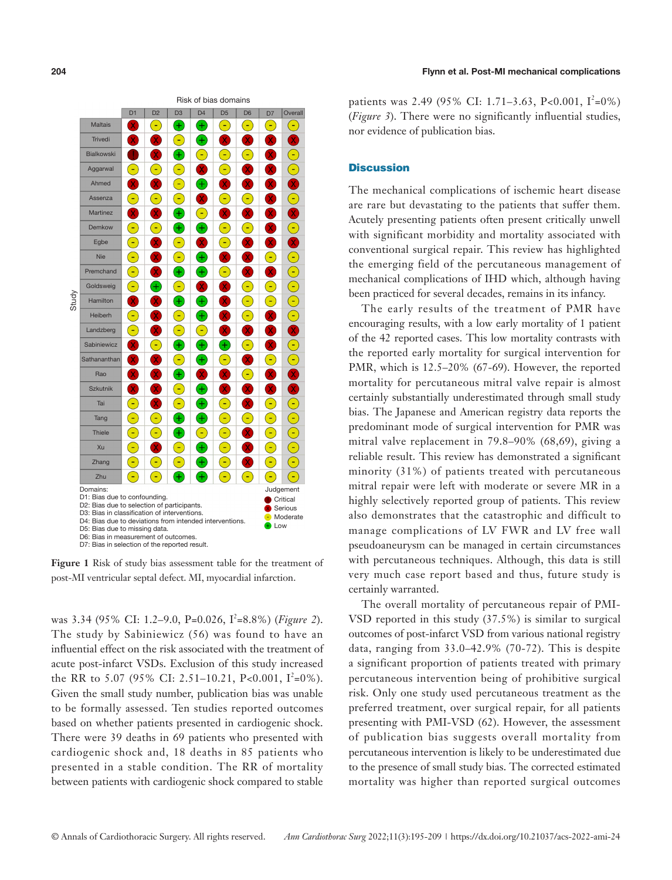Risk of bias domains

| Study | D1 | D2 | D3 | D4 | D5 | D6 | D7 | Overall |
|---|---|---|---|---|---|---|---|---|
| Maltais | X | - | + | + | - | - | - | - |
| Trivedi | X | X | - | + | X | X | X | X |
| Bialkowski | ! | X | + | - | - | - | X | - |
| Aggarwal | - | - | - | X | - | X | X | - |
| Ahmed | X | X | - | + | X | X | X | X |
| Assenza | - | - | - | X | - | - | X | - |
| Martinez | X | X | + | - | X | X | X | X |
| Demkow | - | - | + | + | - | - | X | - |
| Egbe | - | X | - | X | - | X | X | X |
| Nie | - | X | - | + | X | X | - | - |
| Premchand | - | X | + | + | - | X | X | - |
| Goldsweig | - | + | - | X | X | - | - | - |
| Hamilton | X | X | + | + | X | - | - | - |
| Heiberh | - | X | - | + | X | - | X | - |
| Landzberg | - | X | - | - | X | X | X | X |
| Sabiniewicz | X | - | + | + | + | - | X | - |
| Sathananthan | X | X | - | + | - | X | - | - |
| Rao | X | X | + | X | X | - | X | X |
| Szkutnik | X | X | - | + | X | X | X | X |
| Tai | - | X | - | + | - | X | - | - |
| Tang | - | - | + | + | - | - | - | - |
| Thiele | - | - | + | - | - | X | - | - |
| Xu | - | X | - | + | - | X | - | - |
| Zhang | - | - | - | + | - | X | - | - |
| Zhu | - | - | + | + | - | - | - | - |

Domains:
D1: Bias due to confounding.
D2: Bias due to selection of participants.
D3: Bias in classification of interventions.
D4: Bias due to deviations from intended interventions.
D5: Bias due to missing data.
D6: Bias in measurement of outcomes.
D7: Bias in selection of the reported result.

Judgement
! Critical
X Serious
- Moderate
+ Low

**Figure 1** Risk of study bias assessment table for the treatment of post-MI ventricular septal defect. MI, myocardial infarction.

was 3.34 (95% CI: 1.2–9.0, P=0.026, $I^2$=8.8%) (*Figure 2*). The study by Sabiniewicz (56) was found to have an influential effect on the risk associated with the treatment of acute post-infarct VSDs. Exclusion of this study increased the RR to 5.07 (95% CI: 2.51–10.21, P<0.001, $I^2$=0%). Given the small study number, publication bias was unable to be formally assessed. Ten studies reported outcomes based on whether patients presented in cardiogenic shock. There were 39 deaths in 69 patients who presented with cardiogenic shock and, 18 deaths in 85 patients who presented in a stable condition. The RR of mortality between patients with cardiogenic shock compared to stable patients was 2.49 (95% CI: 1.71–3.63, P<0.001, $I^2$=0%) (*Figure 3*). There were no significantly influential studies, nor evidence of publication bias.

## Discussion

The mechanical complications of ischemic heart disease are rare but devastating to the patients that suffer them. Acutely presenting patients often present critically unwell with significant morbidity and mortality associated with conventional surgical repair. This review has highlighted the emerging field of the percutaneous management of mechanical complications of IHD which, although having been practiced for several decades, remains in its infancy.

The early results of the treatment of PMR have encouraging results, with a low early mortality of 1 patient of the 42 reported cases. This low mortality contrasts with the reported early mortality for surgical intervention for PMR, which is 12.5–20% (67-69). However, the reported mortality for percutaneous mitral valve repair is almost certainly substantially underestimated through small study bias. The Japanese and American registry data reports the predominant mode of surgical intervention for PMR was mitral valve replacement in 79.8–90% (68,69), giving a reliable result. This review has demonstrated a significant minority (31%) of patients treated with percutaneous mitral repair were left with moderate or severe MR in a highly selectively reported group of patients. This review also demonstrates that the catastrophic and difficult to manage complications of LV FWR and LV free wall pseudoaneurysm can be managed in certain circumstances with percutaneous techniques. Although, this data is still very much case report based and thus, future study is certainly warranted.

The overall mortality of percutaneous repair of PMI-VSD reported in this study (37.5%) is similar to surgical outcomes of post-infarct VSD from various national registry data, ranging from 33.0–42.9% (70-72). This is despite a significant proportion of patients treated with primary percutaneous intervention being of prohibitive surgical risk. Only one study used percutaneous treatment as the preferred treatment, over surgical repair, for all patients presenting with PMI-VSD (62). However, the assessment of publication bias suggests overall mortality from percutaneous intervention is likely to be underestimated due to the presence of small study bias. The corrected estimated mortality was higher than reported surgical outcomes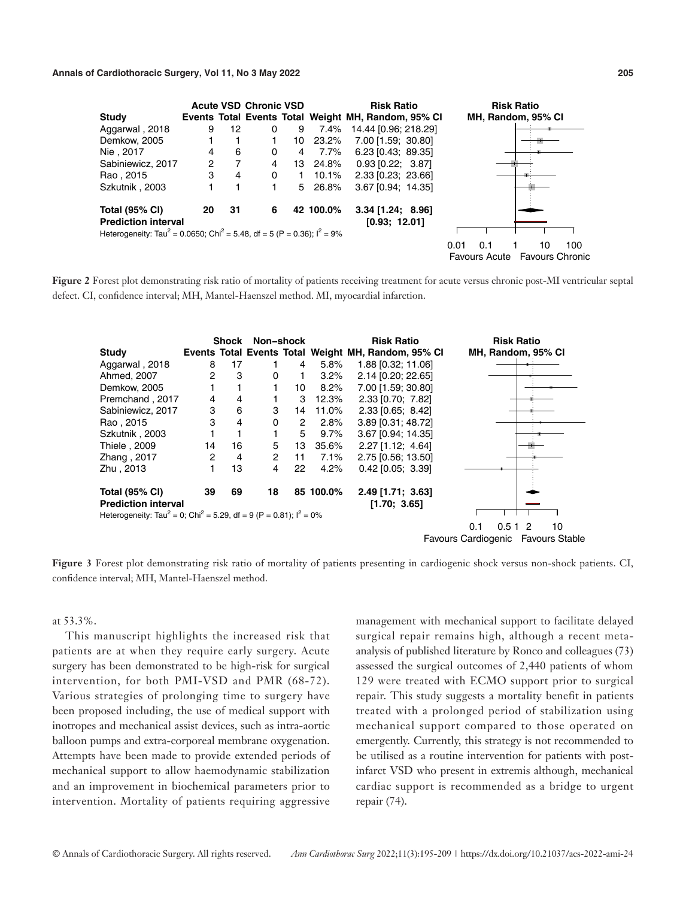| Study | Acute VSD Events | Acute VSD Total | Chronic VSD Events | Chronic VSD Total | Weight | Risk Ratio MH, Random, 95% CI |
|---|---|---|---|---|---|---|
| Aggarwal , 2018 | 9 | 12 | 0 | 9 | 7.4% | 14.44 [0.96; 218.29] |
| Demkow, 2005 | 1 | 1 | 1 | 10 | 23.2% | 7.00 [1.59; 30.80] |
| Nie , 2017 | 4 | 6 | 0 | 4 | 7.7% | 6.23 [0.43; 89.35] |
| Sabiniewicz, 2017 | 2 | 7 | 4 | 13 | 24.8% | 0.93 [0.22; 3.87] |
| Rao , 2015 | 3 | 4 | 0 | 1 | 10.1% | 2.33 [0.23; 23.66] |
| Szkutnik , 2003 | 1 | 1 | 1 | 5 | 26.8% | 3.67 [0.94; 14.35] |
| **Total (95% CI)** | **20** | **31** | **6** | **42** | **100.0%** | **3.34 [1.24; 8.96]** |
| **Prediction interval** | | | | | | **[0.93; 12.01]** |

Heterogeneity: $Tau^2 = 0.0650$; $Chi^2 = 5.48$, df = 5 (P = 0.36); $I^2 = 9\%$

Favours Acute — Favours Chronic

**Figure 2** Forest plot demonstrating risk ratio of mortality of patients receiving treatment for acute versus chronic post-MI ventricular septal defect. CI, confidence interval; MH, Mantel-Haenszel method. MI, myocardial infarction.

| Study | Shock Events | Shock Total | Non-shock Events | Non-shock Total | Weight | Risk Ratio MH, Random, 95% CI |
|---|---|---|---|---|---|---|
| Aggarwal , 2018 | 8 | 17 | 1 | 4 | 5.8% | 1.88 [0.32; 11.06] |
| Ahmed, 2007 | 2 | 3 | 0 | 1 | 3.2% | 2.14 [0.20; 22.65] |
| Demkow, 2005 | 1 | 1 | 1 | 10 | 8.2% | 7.00 [1.59; 30.80] |
| Premchand , 2017 | 4 | 4 | 1 | 3 | 12.3% | 2.33 [0.70; 7.82] |
| Sabiniewicz, 2017 | 3 | 6 | 3 | 14 | 11.0% | 2.33 [0.65; 8.42] |
| Rao , 2015 | 3 | 4 | 0 | 2 | 2.8% | 3.89 [0.31; 48.72] |
| Szkutnik , 2003 | 1 | 1 | 1 | 5 | 9.7% | 3.67 [0.94; 14.35] |
| Thiele , 2009 | 14 | 16 | 5 | 13 | 35.6% | 2.27 [1.12; 4.64] |
| Zhang , 2017 | 2 | 4 | 2 | 11 | 7.1% | 2.75 [0.56; 13.50] |
| Zhu , 2013 | 1 | 13 | 4 | 22 | 4.2% | 0.42 [0.05; 3.39] |
| **Total (95% CI)** | **39** | **69** | **18** | **85** | **100.0%** | **2.49 [1.71; 3.63]** |
| **Prediction interval** | | | | | | **[1.70; 3.65]** |

Heterogeneity: $Tau^2 = 0$; $Chi^2 = 5.29$, df = 9 (P = 0.81); $I^2 = 0\%$

Favours Cardiogenic — Favours Stable

**Figure 3** Forest plot demonstrating risk ratio of mortality of patients presenting in cardiogenic shock versus non-shock patients. CI, confidence interval; MH, Mantel-Haenszel method.

at 53.3%.

This manuscript highlights the increased risk that patients are at when they require early surgery. Acute surgery has been demonstrated to be high-risk for surgical intervention, for both PMI-VSD and PMR (68-72). Various strategies of prolonging time to surgery have been proposed including, the use of medical support with inotropes and mechanical assist devices, such as intra-aortic balloon pumps and extra-corporeal membrane oxygenation. Attempts have been made to provide extended periods of mechanical support to allow haemodynamic stabilization and an improvement in biochemical parameters prior to intervention. Mortality of patients requiring aggressive management with mechanical support to facilitate delayed surgical repair remains high, although a recent meta-analysis of published literature by Ronco and colleagues (73) assessed the surgical outcomes of 2,440 patients of whom 129 were treated with ECMO support prior to surgical repair. This study suggests a mortality benefit in patients treated with a prolonged period of stabilization using mechanical support compared to those operated on emergently. Currently, this strategy is not recommended to be utilised as a routine intervention for patients with post-infarct VSD who present in extremis although, mechanical cardiac support is recommended as a bridge to urgent repair (74).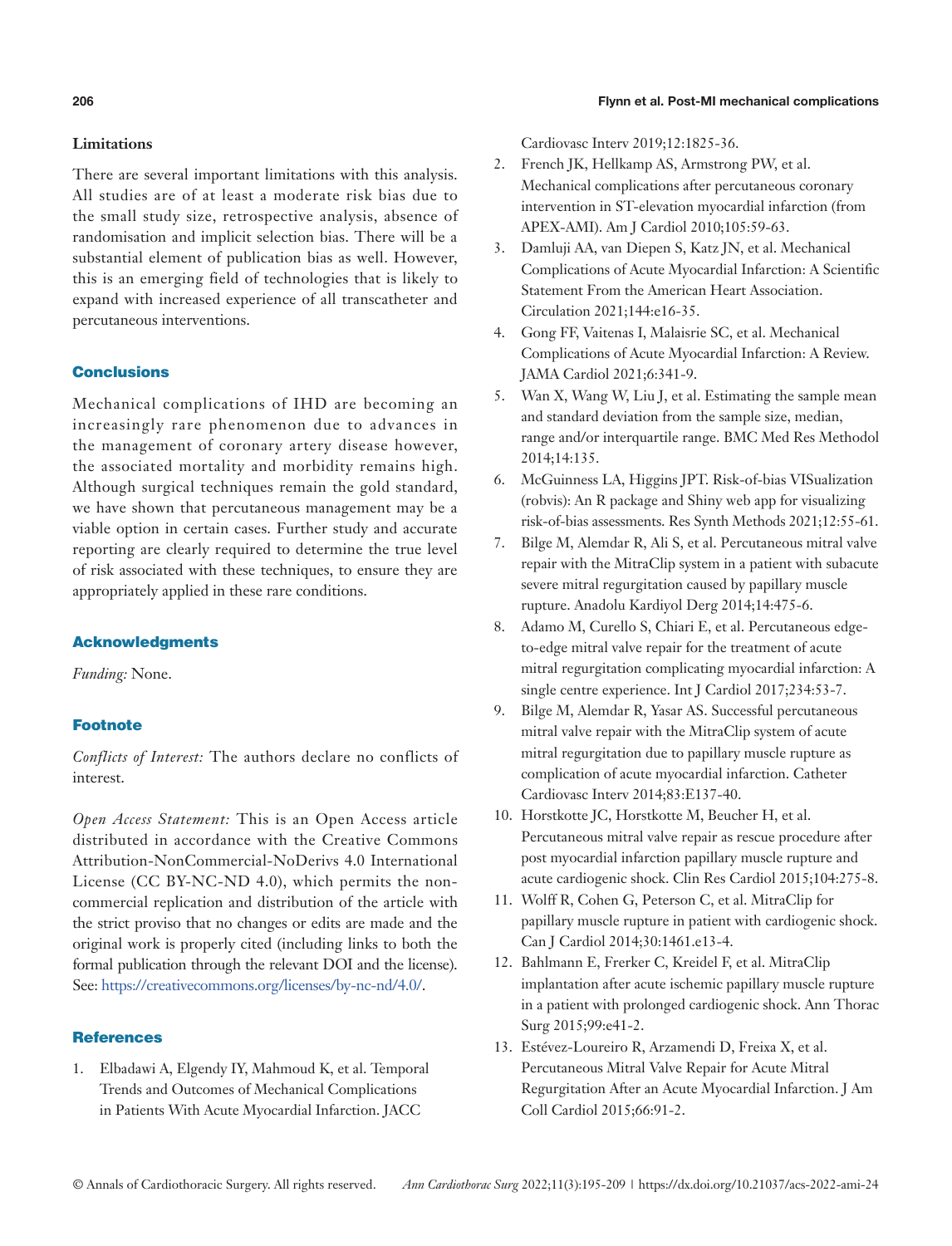### Limitations

There are several important limitations with this analysis. All studies are of at least a moderate risk bias due to the small study size, retrospective analysis, absence of randomisation and implicit selection bias. There will be a substantial element of publication bias as well. However, this is an emerging field of technologies that is likely to expand with increased experience of all transcatheter and percutaneous interventions.

## Conclusions

Mechanical complications of IHD are becoming an increasingly rare phenomenon due to advances in the management of coronary artery disease however, the associated mortality and morbidity remains high. Although surgical techniques remain the gold standard, we have shown that percutaneous management may be a viable option in certain cases. Further study and accurate reporting are clearly required to determine the true level of risk associated with these techniques, to ensure they are appropriately applied in these rare conditions.

## Acknowledgments

*Funding:* None.

## Footnote

*Conflicts of Interest:* The authors declare no conflicts of interest.

*Open Access Statement:* This is an Open Access article distributed in accordance with the Creative Commons Attribution-NonCommercial-NoDerivs 4.0 International License (CC BY-NC-ND 4.0), which permits the non-commercial replication and distribution of the article with the strict proviso that no changes or edits are made and the original work is properly cited (including links to both the formal publication through the relevant DOI and the license). See: https://creativecommons.org/licenses/by-nc-nd/4.0/.

## References

1. Elbadawi A, Elgendy IY, Mahmoud K, et al. Temporal Trends and Outcomes of Mechanical Complications in Patients With Acute Myocardial Infarction. JACC Cardiovasc Interv 2019;12:1825-36.
2. French JK, Hellkamp AS, Armstrong PW, et al. Mechanical complications after percutaneous coronary intervention in ST-elevation myocardial infarction (from APEX-AMI). Am J Cardiol 2010;105:59-63.
3. Damluji AA, van Diepen S, Katz JN, et al. Mechanical Complications of Acute Myocardial Infarction: A Scientific Statement From the American Heart Association. Circulation 2021;144:e16-35.
4. Gong FF, Vaitenas I, Malaisrie SC, et al. Mechanical Complications of Acute Myocardial Infarction: A Review. JAMA Cardiol 2021;6:341-9.
5. Wan X, Wang W, Liu J, et al. Estimating the sample mean and standard deviation from the sample size, median, range and/or interquartile range. BMC Med Res Methodol 2014;14:135.
6. McGuinness LA, Higgins JPT. Risk-of-bias VISualization (robvis): An R package and Shiny web app for visualizing risk-of-bias assessments. Res Synth Methods 2021;12:55-61.
7. Bilge M, Alemdar R, Ali S, et al. Percutaneous mitral valve repair with the MitraClip system in a patient with subacute severe mitral regurgitation caused by papillary muscle rupture. Anadolu Kardiyol Derg 2014;14:475-6.
8. Adamo M, Curello S, Chiari E, et al. Percutaneous edge-to-edge mitral valve repair for the treatment of acute mitral regurgitation complicating myocardial infarction: A single centre experience. Int J Cardiol 2017;234:53-7.
9. Bilge M, Alemdar R, Yasar AS. Successful percutaneous mitral valve repair with the MitraClip system of acute mitral regurgitation due to papillary muscle rupture as complication of acute myocardial infarction. Catheter Cardiovasc Interv 2014;83:E137-40.
10. Horstkotte JC, Horstkotte M, Beucher H, et al. Percutaneous mitral valve repair as rescue procedure after post myocardial infarction papillary muscle rupture and acute cardiogenic shock. Clin Res Cardiol 2015;104:275-8.
11. Wolff R, Cohen G, Peterson C, et al. MitraClip for papillary muscle rupture in patient with cardiogenic shock. Can J Cardiol 2014;30:1461.e13-4.
12. Bahlmann E, Frerker C, Kreidel F, et al. MitraClip implantation after acute ischemic papillary muscle rupture in a patient with prolonged cardiogenic shock. Ann Thorac Surg 2015;99:e41-2.
13. Estévez-Loureiro R, Arzamendi D, Freixa X, et al. Percutaneous Mitral Valve Repair for Acute Mitral Regurgitation After an Acute Myocardial Infarction. J Am Coll Cardiol 2015;66:91-2.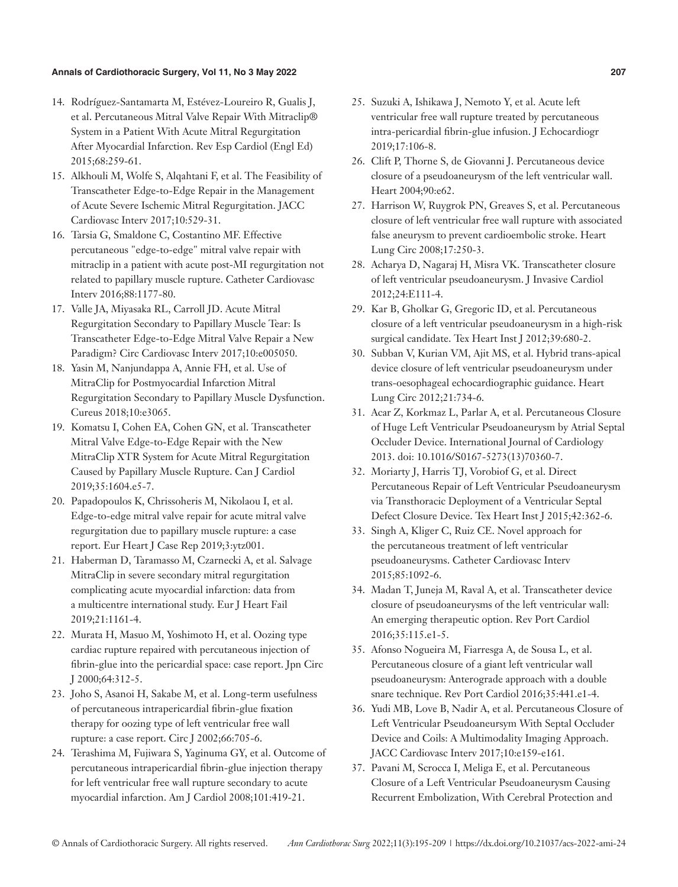14. Rodríguez-Santamarta M, Estévez-Loureiro R, Gualis J, et al. Percutaneous Mitral Valve Repair With Mitraclip® System in a Patient With Acute Mitral Regurgitation After Myocardial Infarction. Rev Esp Cardiol (Engl Ed) 2015;68:259-61.
15. Alkhouli M, Wolfe S, Alqahtani F, et al. The Feasibility of Transcatheter Edge-to-Edge Repair in the Management of Acute Severe Ischemic Mitral Regurgitation. JACC Cardiovasc Interv 2017;10:529-31.
16. Tarsia G, Smaldone C, Costantino MF. Effective percutaneous "edge-to-edge" mitral valve repair with mitraclip in a patient with acute post-MI regurgitation not related to papillary muscle rupture. Catheter Cardiovasc Interv 2016;88:1177-80.
17. Valle JA, Miyasaka RL, Carroll JD. Acute Mitral Regurgitation Secondary to Papillary Muscle Tear: Is Transcatheter Edge-to-Edge Mitral Valve Repair a New Paradigm? Circ Cardiovasc Interv 2017;10:e005050.
18. Yasin M, Nanjundappa A, Annie FH, et al. Use of MitraClip for Postmyocardial Infarction Mitral Regurgitation Secondary to Papillary Muscle Dysfunction. Cureus 2018;10:e3065.
19. Komatsu I, Cohen EA, Cohen GN, et al. Transcatheter Mitral Valve Edge-to-Edge Repair with the New MitraClip XTR System for Acute Mitral Regurgitation Caused by Papillary Muscle Rupture. Can J Cardiol 2019;35:1604.e5-7.
20. Papadopoulos K, Chrissoheris M, Nikolaou I, et al. Edge-to-edge mitral valve repair for acute mitral valve regurgitation due to papillary muscle rupture: a case report. Eur Heart J Case Rep 2019;3:ytz001.
21. Haberman D, Taramasso M, Czarnecki A, et al. Salvage MitraClip in severe secondary mitral regurgitation complicating acute myocardial infarction: data from a multicentre international study. Eur J Heart Fail 2019;21:1161-4.
22. Murata H, Masuo M, Yoshimoto H, et al. Oozing type cardiac rupture repaired with percutaneous injection of fibrin-glue into the pericardial space: case report. Jpn Circ J 2000;64:312-5.
23. Joho S, Asanoi H, Sakabe M, et al. Long-term usefulness of percutaneous intrapericardial fibrin-glue fixation therapy for oozing type of left ventricular free wall rupture: a case report. Circ J 2002;66:705-6.
24. Terashima M, Fujiwara S, Yaginuma GY, et al. Outcome of percutaneous intrapericardial fibrin-glue injection therapy for left ventricular free wall rupture secondary to acute myocardial infarction. Am J Cardiol 2008;101:419-21.
25. Suzuki A, Ishikawa J, Nemoto Y, et al. Acute left ventricular free wall rupture treated by percutaneous intra-pericardial fibrin-glue infusion. J Echocardiogr 2019;17:106-8.
26. Clift P, Thorne S, de Giovanni J. Percutaneous device closure of a pseudoaneurysm of the left ventricular wall. Heart 2004;90:e62.
27. Harrison W, Ruygrok PN, Greaves S, et al. Percutaneous closure of left ventricular free wall rupture with associated false aneurysm to prevent cardioembolic stroke. Heart Lung Circ 2008;17:250-3.
28. Acharya D, Nagaraj H, Misra VK. Transcatheter closure of left ventricular pseudoaneurysm. J Invasive Cardiol 2012;24:E111-4.
29. Kar B, Gholkar G, Gregoric ID, et al. Percutaneous closure of a left ventricular pseudoaneurysm in a high-risk surgical candidate. Tex Heart Inst J 2012;39:680-2.
30. Subban V, Kurian VM, Ajit MS, et al. Hybrid trans-apical device closure of left ventricular pseudoaneurysm under trans-oesophageal echocardiographic guidance. Heart Lung Circ 2012;21:734-6.
31. Acar Z, Korkmaz L, Parlar A, et al. Percutaneous Closure of Huge Left Ventricular Pseudoaneurysm by Atrial Septal Occluder Device. International Journal of Cardiology 2013. doi: 10.1016/S0167-5273(13)70360-7.
32. Moriarty J, Harris TJ, Vorobiof G, et al. Direct Percutaneous Repair of Left Ventricular Pseudoaneurysm via Transthoracic Deployment of a Ventricular Septal Defect Closure Device. Tex Heart Inst J 2015;42:362-6.
33. Singh A, Kliger C, Ruiz CE. Novel approach for the percutaneous treatment of left ventricular pseudoaneurysms. Catheter Cardiovasc Interv 2015;85:1092-6.
34. Madan T, Juneja M, Raval A, et al. Transcatheter device closure of pseudoaneurysms of the left ventricular wall: An emerging therapeutic option. Rev Port Cardiol 2016;35:115.e1-5.
35. Afonso Nogueira M, Fiarresga A, de Sousa L, et al. Percutaneous closure of a giant left ventricular wall pseudoaneurysm: Anterograde approach with a double snare technique. Rev Port Cardiol 2016;35:441.e1-4.
36. Yudi MB, Love B, Nadir A, et al. Percutaneous Closure of Left Ventricular Pseudoaneursym With Septal Occluder Device and Coils: A Multimodality Imaging Approach. JACC Cardiovasc Interv 2017;10:e159-e161.
37. Pavani M, Scrocca I, Meliga E, et al. Percutaneous Closure of a Left Ventricular Pseudoaneurysm Causing Recurrent Embolization, With Cerebral Protection and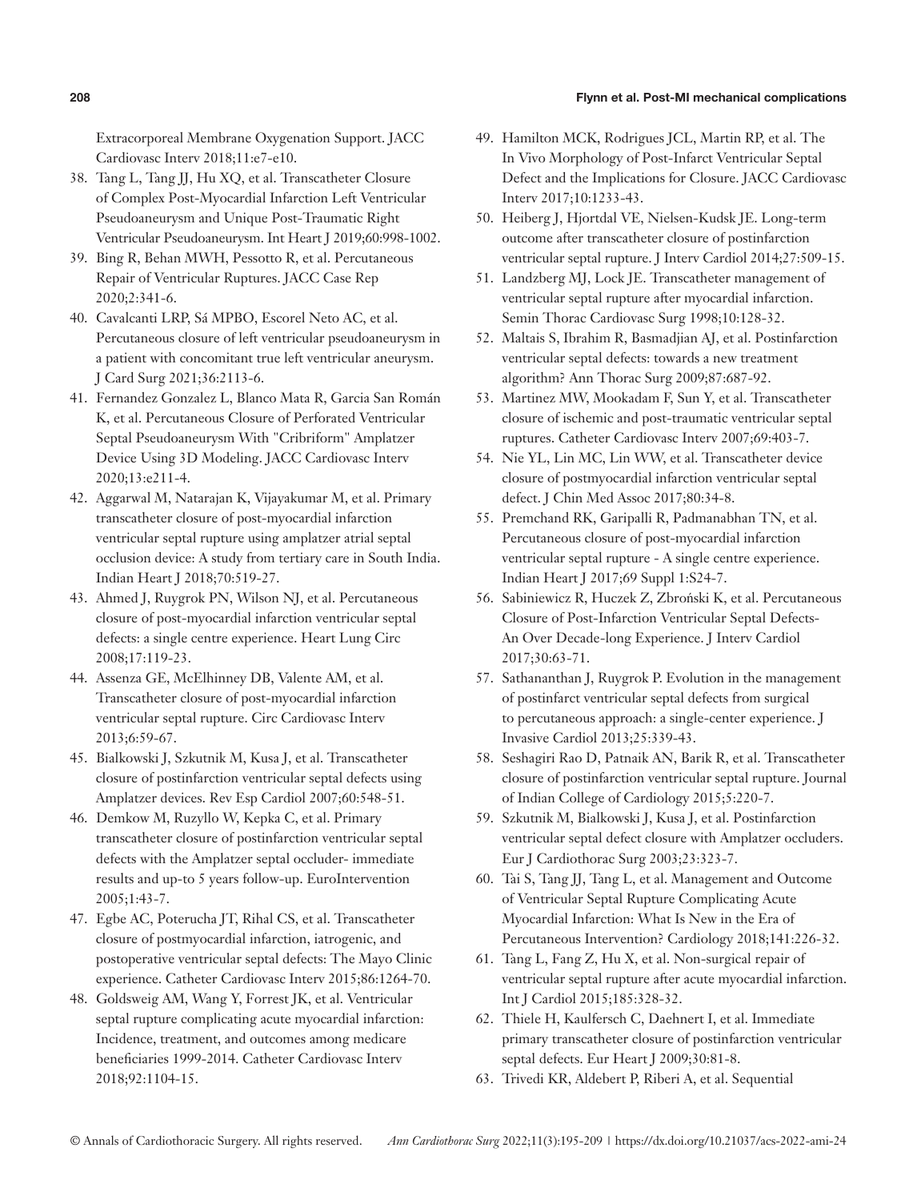Extracorporeal Membrane Oxygenation Support. JACC Cardiovasc Interv 2018;11:e7-e10.

38. Tang L, Tang JJ, Hu XQ, et al. Transcatheter Closure of Complex Post-Myocardial Infarction Left Ventricular Pseudoaneurysm and Unique Post-Traumatic Right Ventricular Pseudoaneurysm. Int Heart J 2019;60:998-1002.
39. Bing R, Behan MWH, Pessotto R, et al. Percutaneous Repair of Ventricular Ruptures. JACC Case Rep 2020;2:341-6.
40. Cavalcanti LRP, Sá MPBO, Escorel Neto AC, et al. Percutaneous closure of left ventricular pseudoaneurysm in a patient with concomitant true left ventricular aneurysm. J Card Surg 2021;36:2113-6.
41. Fernandez Gonzalez L, Blanco Mata R, Garcia San Román K, et al. Percutaneous Closure of Perforated Ventricular Septal Pseudoaneurysm With "Cribriform" Amplatzer Device Using 3D Modeling. JACC Cardiovasc Interv 2020;13:e211-4.
42. Aggarwal M, Natarajan K, Vijayakumar M, et al. Primary transcatheter closure of post-myocardial infarction ventricular septal rupture using amplatzer atrial septal occlusion device: A study from tertiary care in South India. Indian Heart J 2018;70:519-27.
43. Ahmed J, Ruygrok PN, Wilson NJ, et al. Percutaneous closure of post-myocardial infarction ventricular septal defects: a single centre experience. Heart Lung Circ 2008;17:119-23.
44. Assenza GE, McElhinney DB, Valente AM, et al. Transcatheter closure of post-myocardial infarction ventricular septal rupture. Circ Cardiovasc Interv 2013;6:59-67.
45. Bialkowski J, Szkutnik M, Kusa J, et al. Transcatheter closure of postinfarction ventricular septal defects using Amplatzer devices. Rev Esp Cardiol 2007;60:548-51.
46. Demkow M, Ruzyllo W, Kepka C, et al. Primary transcatheter closure of postinfarction ventricular septal defects with the Amplatzer septal occluder- immediate results and up-to 5 years follow-up. EuroIntervention 2005;1:43-7.
47. Egbe AC, Poterucha JT, Rihal CS, et al. Transcatheter closure of postmyocardial infarction, iatrogenic, and postoperative ventricular septal defects: The Mayo Clinic experience. Catheter Cardiovasc Interv 2015;86:1264-70.
48. Goldsweig AM, Wang Y, Forrest JK, et al. Ventricular septal rupture complicating acute myocardial infarction: Incidence, treatment, and outcomes among medicare beneficiaries 1999-2014. Catheter Cardiovasc Interv 2018;92:1104-15.
49. Hamilton MCK, Rodrigues JCL, Martin RP, et al. The In Vivo Morphology of Post-Infarct Ventricular Septal Defect and the Implications for Closure. JACC Cardiovasc Interv 2017;10:1233-43.
50. Heiberg J, Hjortdal VE, Nielsen-Kudsk JE. Long-term outcome after transcatheter closure of postinfarction ventricular septal rupture. J Interv Cardiol 2014;27:509-15.
51. Landzberg MJ, Lock JE. Transcatheter management of ventricular septal rupture after myocardial infarction. Semin Thorac Cardiovasc Surg 1998;10:128-32.
52. Maltais S, Ibrahim R, Basmadjian AJ, et al. Postinfarction ventricular septal defects: towards a new treatment algorithm? Ann Thorac Surg 2009;87:687-92.
53. Martinez MW, Mookadam F, Sun Y, et al. Transcatheter closure of ischemic and post-traumatic ventricular septal ruptures. Catheter Cardiovasc Interv 2007;69:403-7.
54. Nie YL, Lin MC, Lin WW, et al. Transcatheter device closure of postmyocardial infarction ventricular septal defect. J Chin Med Assoc 2017;80:34-8.
55. Premchand RK, Garipalli R, Padmanabhan TN, et al. Percutaneous closure of post-myocardial infarction ventricular septal rupture - A single centre experience. Indian Heart J 2017;69 Suppl 1:S24-7.
56. Sabiniewicz R, Huczek Z, Zbroński K, et al. Percutaneous Closure of Post-Infarction Ventricular Septal Defects-An Over Decade-long Experience. J Interv Cardiol 2017;30:63-71.
57. Sathananthan J, Ruygrok P. Evolution in the management of postinfarct ventricular septal defects from surgical to percutaneous approach: a single-center experience. J Invasive Cardiol 2013;25:339-43.
58. Seshagiri Rao D, Patnaik AN, Barik R, et al. Transcatheter closure of postinfarction ventricular septal rupture. Journal of Indian College of Cardiology 2015;5:220-7.
59. Szkutnik M, Bialkowski J, Kusa J, et al. Postinfarction ventricular septal defect closure with Amplatzer occluders. Eur J Cardiothorac Surg 2003;23:323-7.
60. Tai S, Tang JJ, Tang L, et al. Management and Outcome of Ventricular Septal Rupture Complicating Acute Myocardial Infarction: What Is New in the Era of Percutaneous Intervention? Cardiology 2018;141:226-32.
61. Tang L, Fang Z, Hu X, et al. Non-surgical repair of ventricular septal rupture after acute myocardial infarction. Int J Cardiol 2015;185:328-32.
62. Thiele H, Kaulfersch C, Daehnert I, et al. Immediate primary transcatheter closure of postinfarction ventricular septal defects. Eur Heart J 2009;30:81-8.
63. Trivedi KR, Aldebert P, Riberi A, et al. Sequential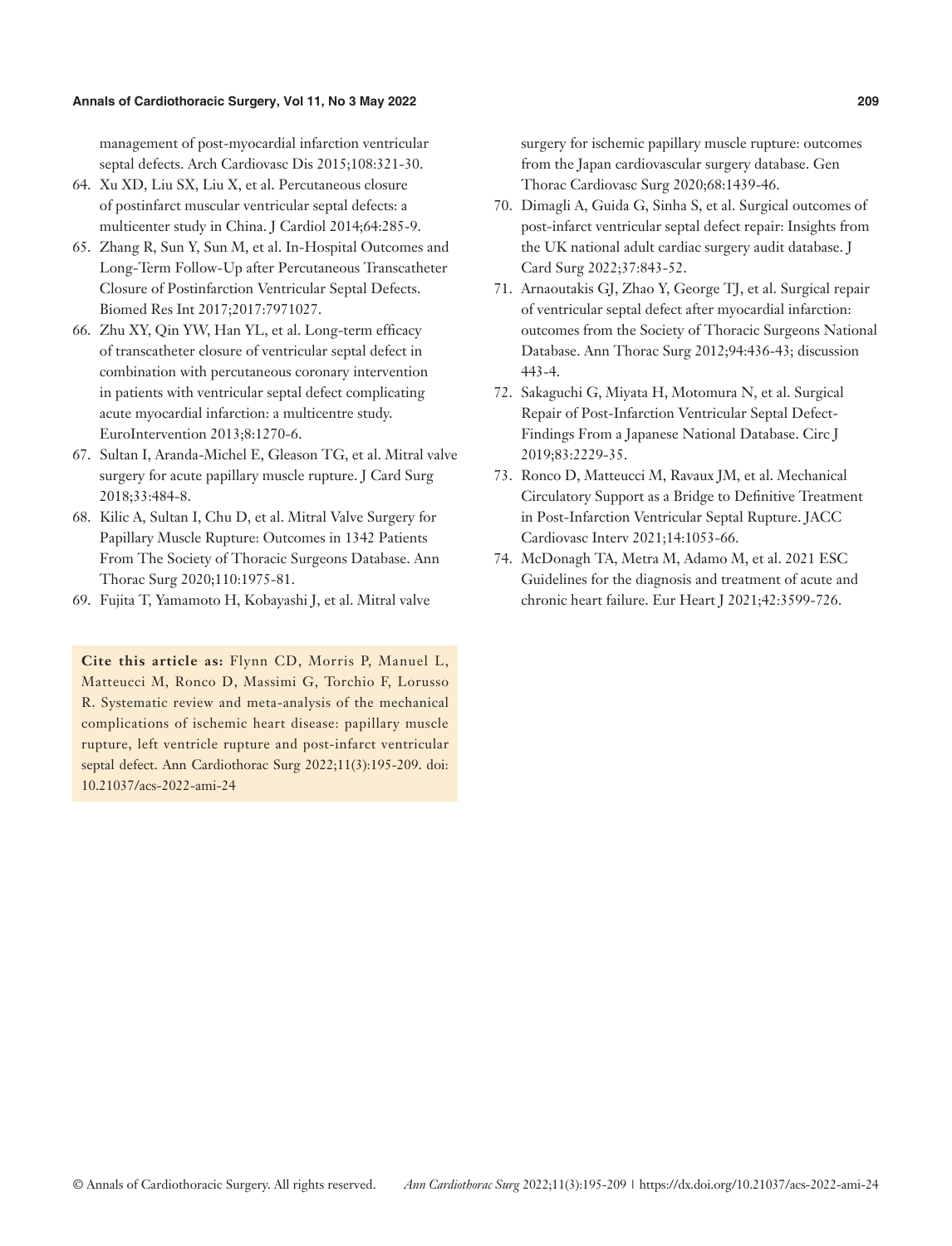management of post-myocardial infarction ventricular septal defects. Arch Cardiovasc Dis 2015;108:321-30.

64. Xu XD, Liu SX, Liu X, et al. Percutaneous closure of postinfarct muscular ventricular septal defects: a multicenter study in China. J Cardiol 2014;64:285-9.
65. Zhang R, Sun Y, Sun M, et al. In-Hospital Outcomes and Long-Term Follow-Up after Percutaneous Transcatheter Closure of Postinfarction Ventricular Septal Defects. Biomed Res Int 2017;2017:7971027.
66. Zhu XY, Qin YW, Han YL, et al. Long-term efficacy of transcatheter closure of ventricular septal defect in combination with percutaneous coronary intervention in patients with ventricular septal defect complicating acute myocardial infarction: a multicentre study. EuroIntervention 2013;8:1270-6.
67. Sultan I, Aranda-Michel E, Gleason TG, et al. Mitral valve surgery for acute papillary muscle rupture. J Card Surg 2018;33:484-8.
68. Kilic A, Sultan I, Chu D, et al. Mitral Valve Surgery for Papillary Muscle Rupture: Outcomes in 1342 Patients From The Society of Thoracic Surgeons Database. Ann Thorac Surg 2020;110:1975-81.
69. Fujita T, Yamamoto H, Kobayashi J, et al. Mitral valve surgery for ischemic papillary muscle rupture: outcomes from the Japan cardiovascular surgery database. Gen Thorac Cardiovasc Surg 2020;68:1439-46.
70. Dimagli A, Guida G, Sinha S, et al. Surgical outcomes of post-infarct ventricular septal defect repair: Insights from the UK national adult cardiac surgery audit database. J Card Surg 2022;37:843-52.
71. Arnaoutakis GJ, Zhao Y, George TJ, et al. Surgical repair of ventricular septal defect after myocardial infarction: outcomes from the Society of Thoracic Surgeons National Database. Ann Thorac Surg 2012;94:436-43; discussion 443-4.
72. Sakaguchi G, Miyata H, Motomura N, et al. Surgical Repair of Post-Infarction Ventricular Septal Defect- Findings From a Japanese National Database. Circ J 2019;83:2229-35.
73. Ronco D, Matteucci M, Ravaux JM, et al. Mechanical Circulatory Support as a Bridge to Definitive Treatment in Post-Infarction Ventricular Septal Rupture. JACC Cardiovasc Interv 2021;14:1053-66.
74. McDonagh TA, Metra M, Adamo M, et al. 2021 ESC Guidelines for the diagnosis and treatment of acute and chronic heart failure. Eur Heart J 2021;42:3599-726.

**Cite this article as:** Flynn CD, Morris P, Manuel L, Matteucci M, Ronco D, Massimi G, Torchio F, Lorusso R. Systematic review and meta-analysis of the mechanical complications of ischemic heart disease: papillary muscle rupture, left ventricle rupture and post-infarct ventricular septal defect. Ann Cardiothorac Surg 2022;11(3):195-209. doi: 10.21037/acs-2022-ami-24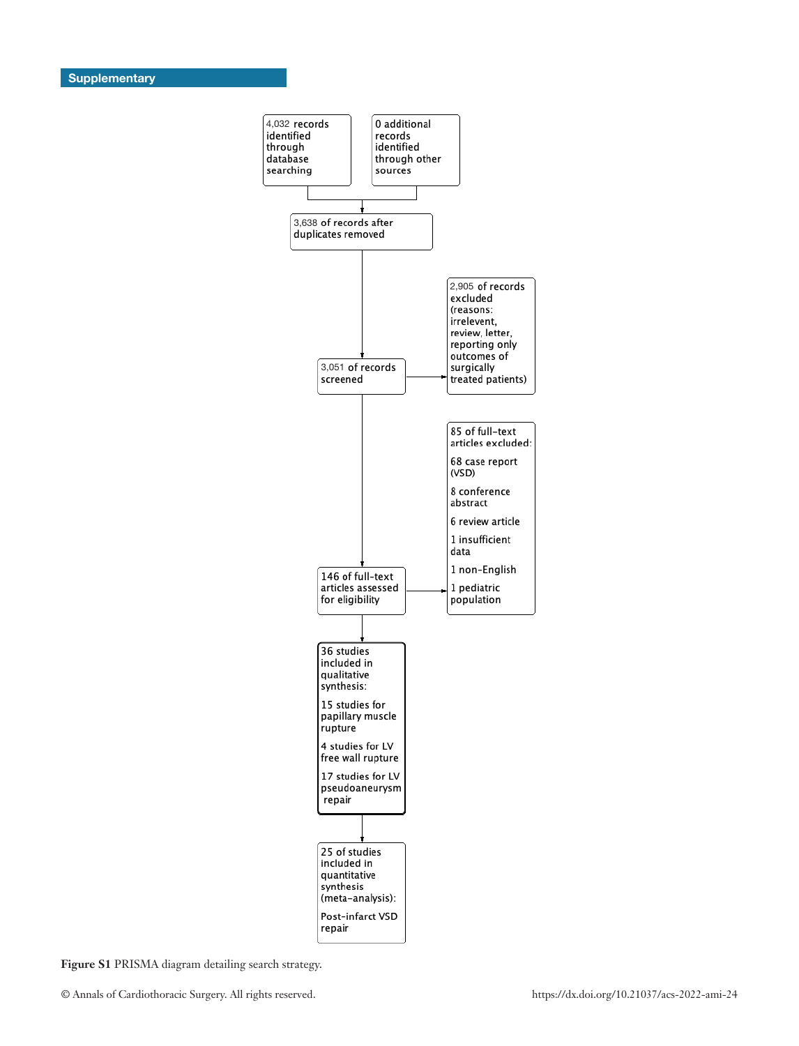## Supplementary

4,032 records identified through database searching

0 additional records identified through other sources

3,638 of records after duplicates removed

3,051 of records screened

2,905 of records excluded (reasons: irrelevent, review, letter, reporting only outcomes of surgically treated patients)

146 of full-text articles assessed for eligibility

85 of full-text articles excluded:

68 case report (VSD)

8 conference abstract

6 review article

1 insufficient data

1 non-English

1 pediatric population

36 studies included in qualitative synthesis:

15 studies for papillary muscle rupture

4 studies for LV free wall rupture

17 studies for LV pseudoaneurysm repair

25 of studies included in quantitative synthesis (meta-analysis):

Post-infarct VSD repair

**Figure S1** PRISMA diagram detailing search strategy.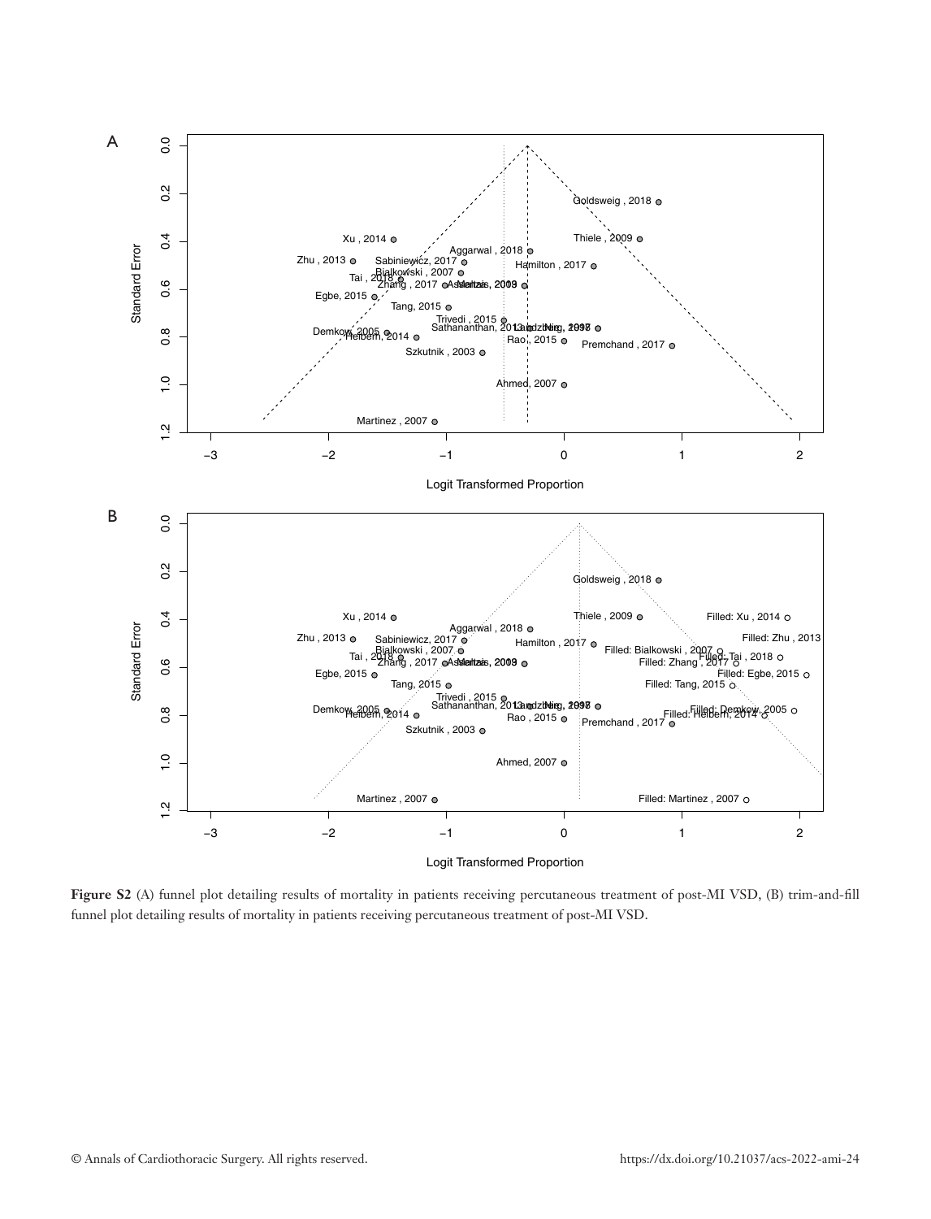**Figure S2** (A) funnel plot detailing results of mortality in patients receiving percutaneous treatment of post-MI VSD, (B) trim-and-fill funnel plot detailing results of mortality in patients receiving percutaneous treatment of post-MI VSD.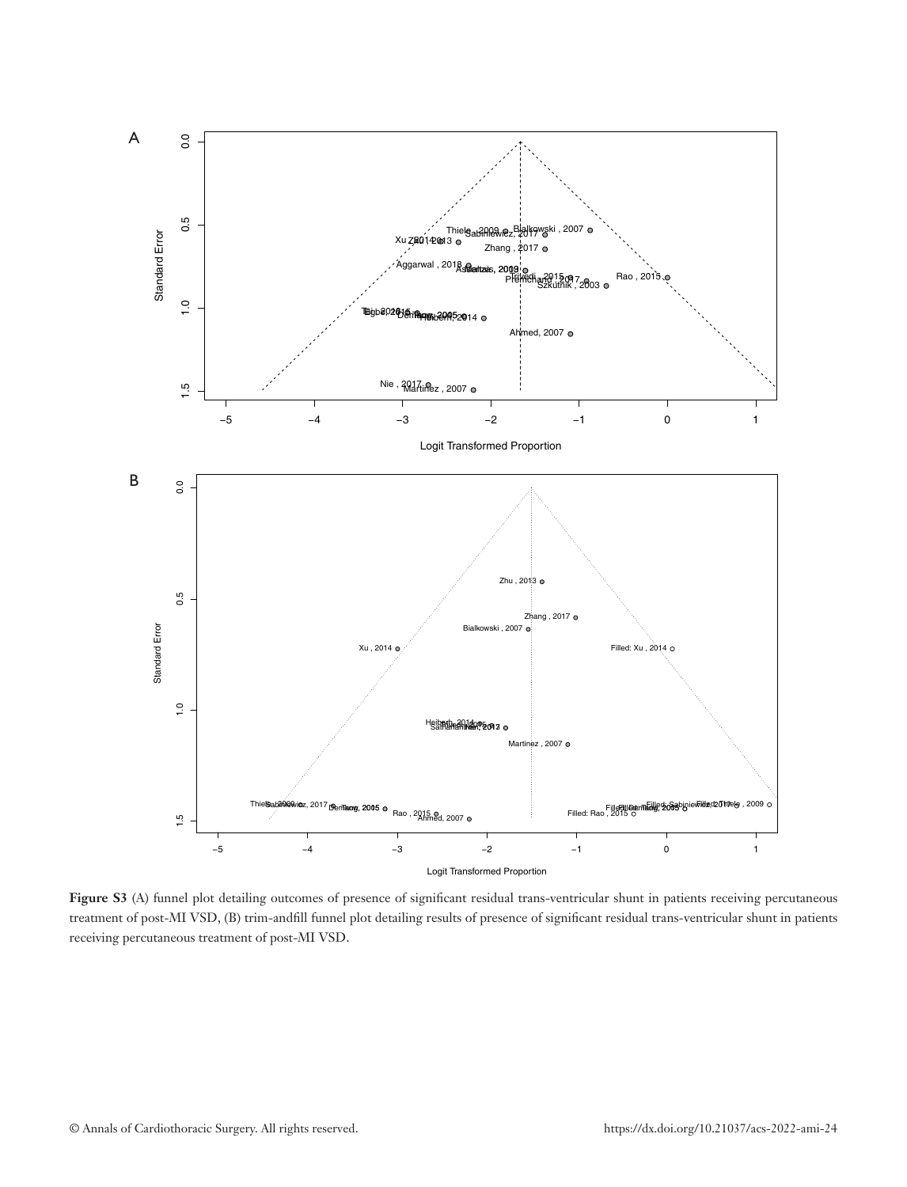**Figure S3** (A) funnel plot detailing outcomes of presence of significant residual trans-ventricular shunt in patients receiving percutaneous treatment of post-MI VSD, (B) trim-andfill funnel plot detailing results of presence of significant residual trans-ventricular shunt in patients receiving percutaneous treatment of post-MI VSD.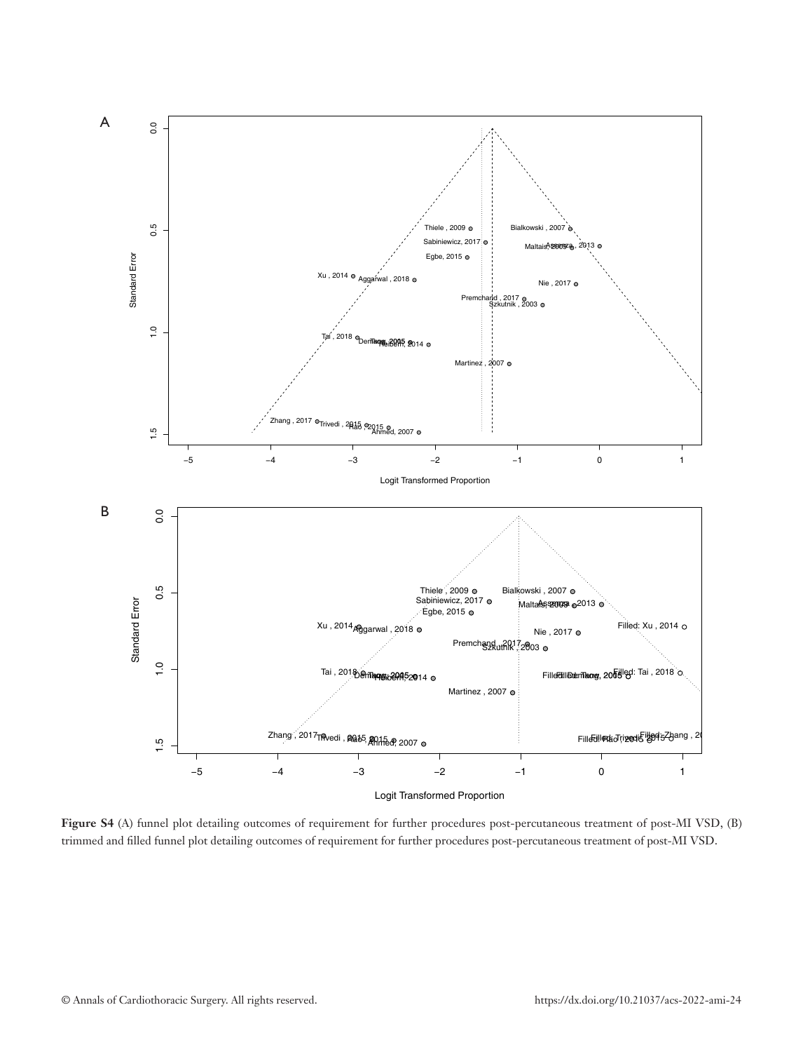A

Standard Error

Logit Transformed Proportion

0.0
0.5
1.0
1.5

−5 −4 −3 −2 −1 0 1

Thiele , 2009
Bialkowski , 2007
Sabiniewicz, 2017
Assenza , 2013
Maltais, 2009
Egbe, 2015
Xu , 2014
Aggarwal , 2018
Nie , 2017
Premchand , 2017
Szkutnik , 2003
Tai , 2018
Demkow, 2005
Tang , 2015
Heiberg , 2014
Martinez , 2007
Zhang , 2017
Trivedi , 2015
Rao , 2015
Ahmed, 2007

B

Standard Error

Logit Transformed Proportion

0.0
0.5
1.0
1.5

−5 −4 −3 −2 −1 0 1

Thiele , 2009
Bialkowski , 2007
Sabiniewicz, 2017
Assenza , 2013
Maltais, 2009
Egbe, 2015
Xu , 2014
Aggarwal , 2018
Filled: Xu , 2014
Nie , 2017
Premchand , 2017
Szkutnik , 2003
Tai , 2018
Demkow, 2005
Tang , 2015
Heiberg , 2014
Filled: Demkow, 2005
Filled: Tang , 2015
Filled: Tai , 2018
Martinez , 2007
Zhang , 2017
Trivedi , 2015
Rao , 2015
Ahmed, 2007
Filled: Rao , 2015
Filled: Trivedi , 2015
Filled: Zhang , 2017

**Figure S4** (A) funnel plot detailing outcomes of requirement for further procedures post-percutaneous treatment of post-MI VSD, (B) trimmed and filled funnel plot detailing outcomes of requirement for further procedures post-percutaneous treatment of post-MI VSD.